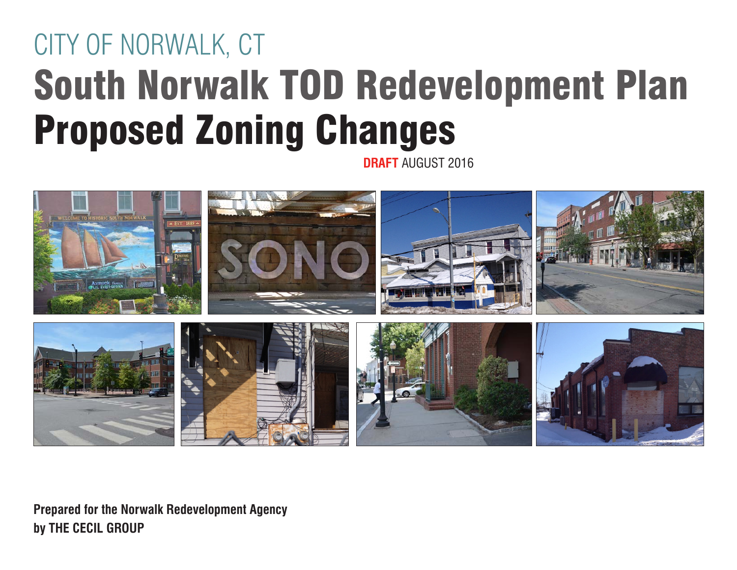CITY OF NORWALK, CT

# South Norwalk TOD Redevelopment Plan

# Proposed Zoning Changes

**DRAFT** AUGUST 2016

**Prepared for the Norwalk Redevelopment Agency**
**by THE CECIL GROUP**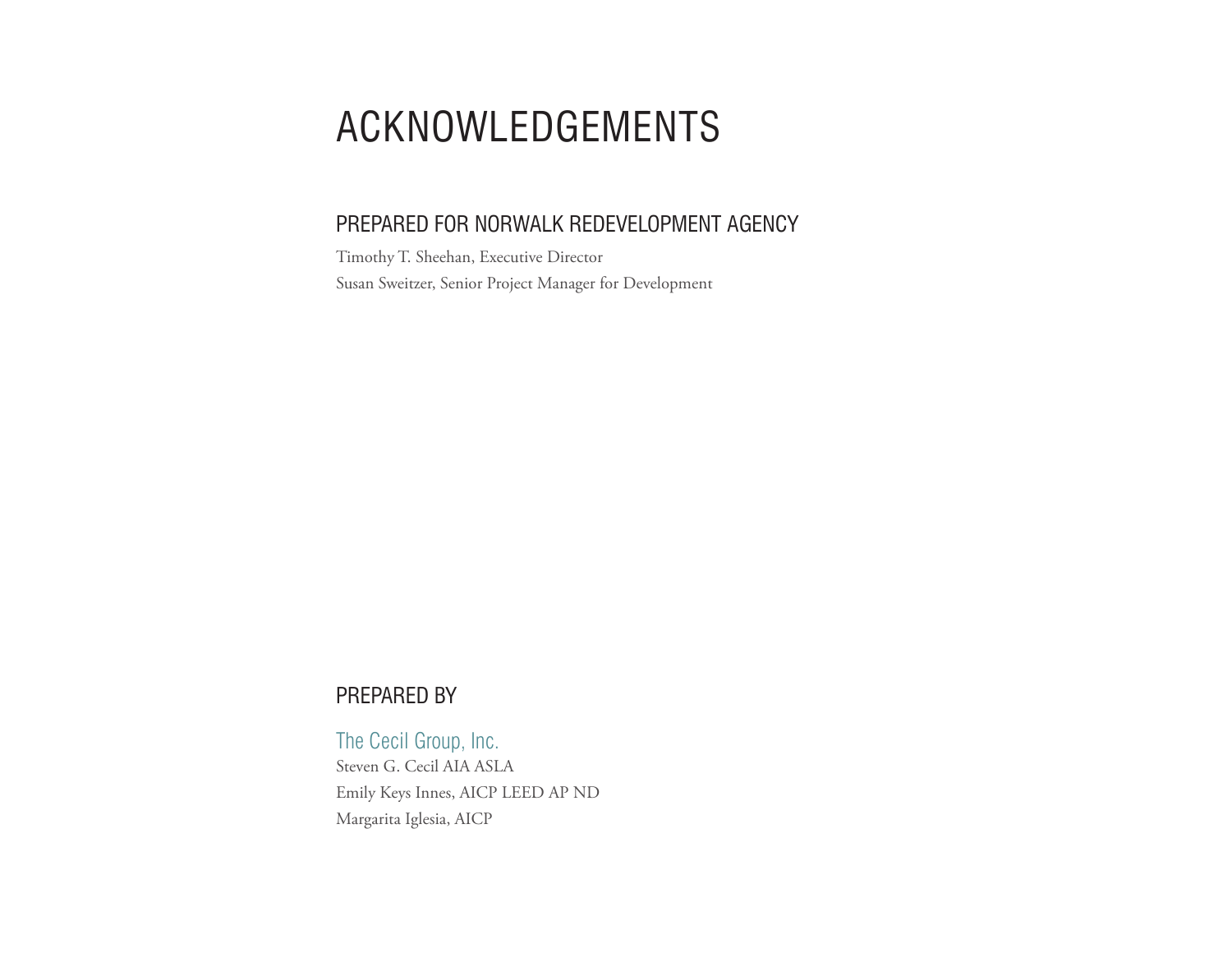# ACKNOWLEDGEMENTS

## PREPARED FOR NORWALK REDEVELOPMENT AGENCY

Timothy T. Sheehan, Executive Director

Susan Sweitzer, Senior Project Manager for Development

## PREPARED BY

### The Cecil Group, Inc.

Steven G. Cecil AIA ASLA

Emily Keys Innes, AICP LEED AP ND

Margarita Iglesia, AICP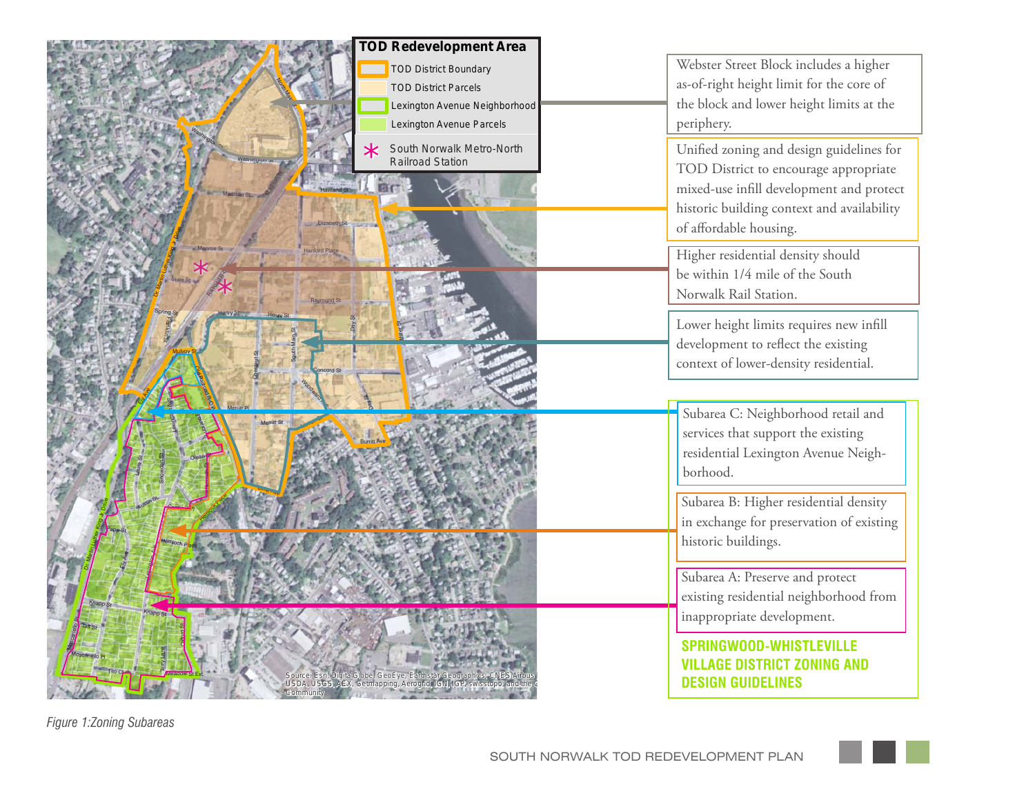**TOD Redevelopment Area**

- TOD District Boundary
- TOD District Parcels
- Lexington Avenue Neighborhood
- Lexington Avenue Parcels
- South Norwalk Metro-North Railroad Station

Webster Street Block includes a higher as-of-right height limit for the core of the block and lower height limits at the periphery.

Unified zoning and design guidelines for TOD District to encourage appropriate mixed-use infill development and protect historic building context and availability of affordable housing.

Higher residential density should be within 1/4 mile of the South Norwalk Rail Station.

Lower height limits requires new infill development to reflect the existing context of lower-density residential.

Subarea C: Neighborhood retail and services that support the existing residential Lexington Avenue Neighborhood.

Subarea B: Higher residential density in exchange for preservation of existing historic buildings.

Subarea A: Preserve and protect existing residential neighborhood from inappropriate development.

**SPRINGWOOD-WHISTLEVILLE VILLAGE DISTRICT ZONING AND DESIGN GUIDELINES**

Source: Esri, DigitalGlobe, GeoEye, Earthstar Geographics, CNES/Airbus DS, USDA, USGS, AEX, Getmapping, Aerogrid, IGN, IGP, swisstopo, and the GIS User Community

*Figure 1:Zoning Subareas*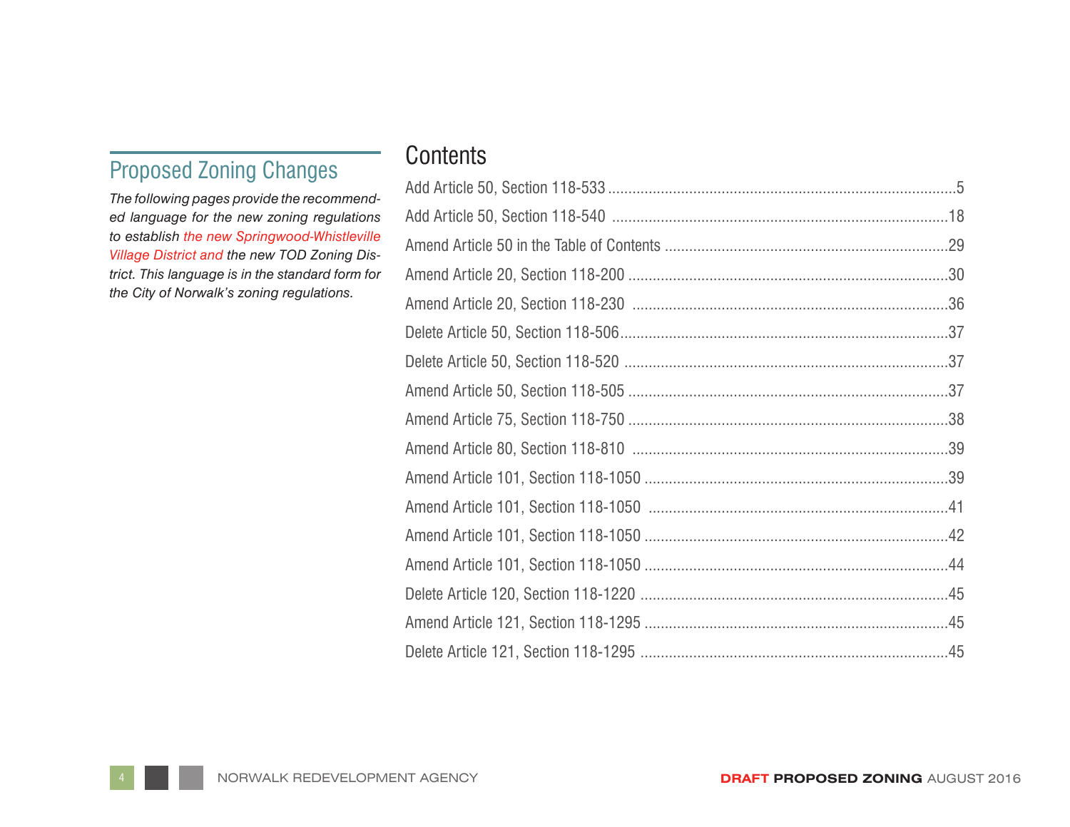## Proposed Zoning Changes

*The following pages provide the recommended language for the new zoning regulations to establish the new Springwood-Whistleville Village District and the new TOD Zoning District. This language is in the standard form for the City of Norwalk's zoning regulations.*

## Contents

| | |
|---|---|
| Add Article 50, Section 118-533 | 5 |
| Add Article 50, Section 118-540 | 18 |
| Amend Article 50 in the Table of Contents | 29 |
| Amend Article 20, Section 118-200 | 30 |
| Amend Article 20, Section 118-230 | 36 |
| Delete Article 50, Section 118-506 | 37 |
| Delete Article 50, Section 118-520 | 37 |
| Amend Article 50, Section 118-505 | 37 |
| Amend Article 75, Section 118-750 | 38 |
| Amend Article 80, Section 118-810 | 39 |
| Amend Article 101, Section 118-1050 | 39 |
| Amend Article 101, Section 118-1050 | 41 |
| Amend Article 101, Section 118-1050 | 42 |
| Amend Article 101, Section 118-1050 | 44 |
| Delete Article 120, Section 118-1220 | 45 |
| Amend Article 121, Section 118-1295 | 45 |
| Delete Article 121, Section 118-1295 | 45 |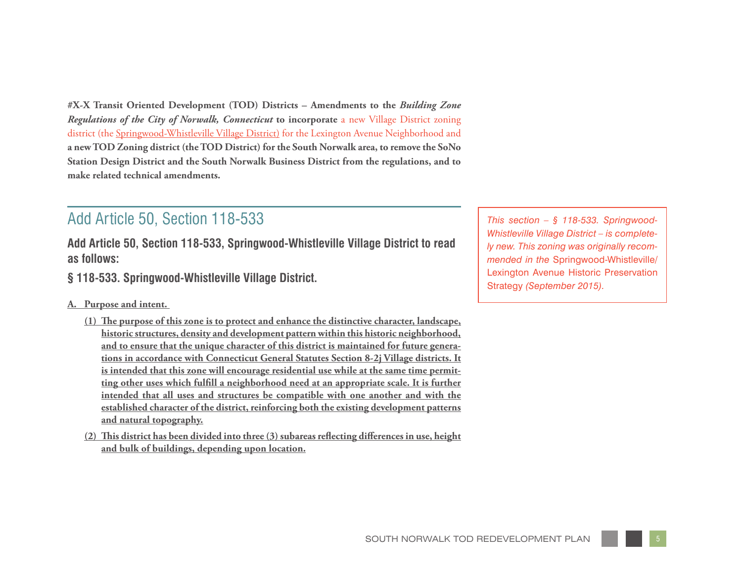**#X-X Transit Oriented Development (TOD) Districts – Amendments to the *Building Zone Regulations of the City of Norwalk, Connecticut* to incorporate** a new Village District zoning district (the Springwood-Whistleville Village District) for the Lexington Avenue Neighborhood and **a new TOD Zoning district (the TOD District) for the South Norwalk area, to remove the SoNo Station Design District and the South Norwalk Business District from the regulations, and to make related technical amendments.**

## Add Article 50, Section 118-533

### Add Article 50, Section 118-533, Springwood-Whistleville Village District to read as follows:

### § 118-533. Springwood-Whistleville Village District.

**A. Purpose and intent.**

**(1) The purpose of this zone is to protect and enhance the distinctive character, landscape, historic structures, density and development pattern within this historic neighborhood, and to ensure that the unique character of this district is maintained for future generations in accordance with Connecticut General Statutes Section 8-2j Village districts. It is intended that this zone will encourage residential use while at the same time permitting other uses which fulfill a neighborhood need at an appropriate scale. It is further intended that all uses and structures be compatible with one another and with the established character of the district, reinforcing both the existing development patterns and natural topography.**

**(2) This district has been divided into three (3) subareas reflecting differences in use, height and bulk of buildings, depending upon location.**

> *This section – § 118-533. Springwood-Whistleville Village District – is completely new. This zoning was originally recommended in the* Springwood-Whistleville/Lexington Avenue Historic Preservation Strategy *(September 2015).*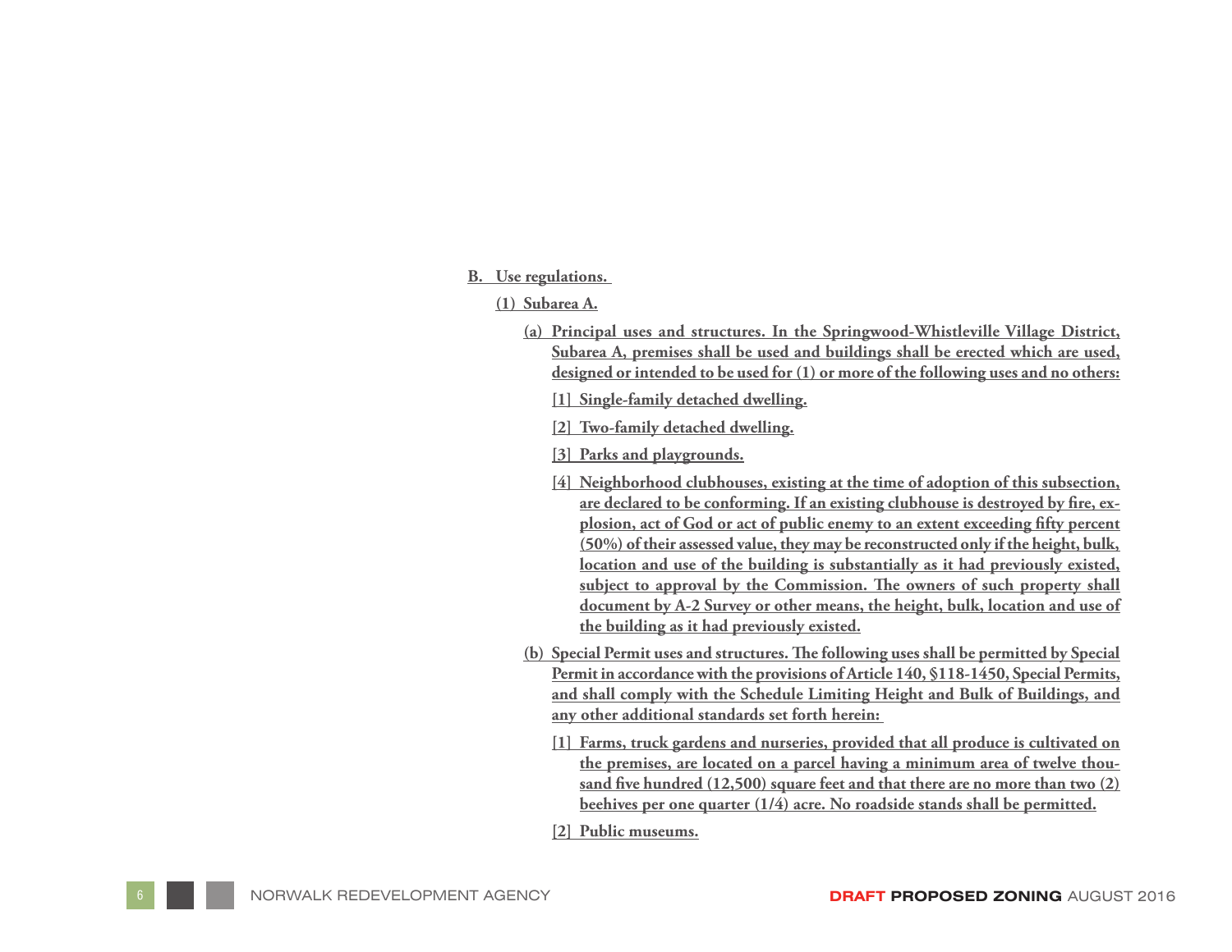**B. Use regulations.**

**(1) Subarea A.**

**(a) Principal uses and structures. In the Springwood-Whistleville Village District, Subarea A, premises shall be used and buildings shall be erected which are used, designed or intended to be used for (1) or more of the following uses and no others:**

**[1] Single-family detached dwelling.**

**[2] Two-family detached dwelling.**

**[3] Parks and playgrounds.**

**[4] Neighborhood clubhouses, existing at the time of adoption of this subsection, are declared to be conforming. If an existing clubhouse is destroyed by fire, explosion, act of God or act of public enemy to an extent exceeding fifty percent (50%) of their assessed value, they may be reconstructed only if the height, bulk, location and use of the building is substantially as it had previously existed, subject to approval by the Commission. The owners of such property shall document by A-2 Survey or other means, the height, bulk, location and use of the building as it had previously existed.**

**(b) Special Permit uses and structures. The following uses shall be permitted by Special Permit in accordance with the provisions of Article 140, §118-1450, Special Permits, and shall comply with the Schedule Limiting Height and Bulk of Buildings, and any other additional standards set forth herein:**

**[1] Farms, truck gardens and nurseries, provided that all produce is cultivated on the premises, are located on a parcel having a minimum area of twelve thousand five hundred (12,500) square feet and that there are no more than two (2) beehives per one quarter (1/4) acre. No roadside stands shall be permitted.**

**[2] Public museums.**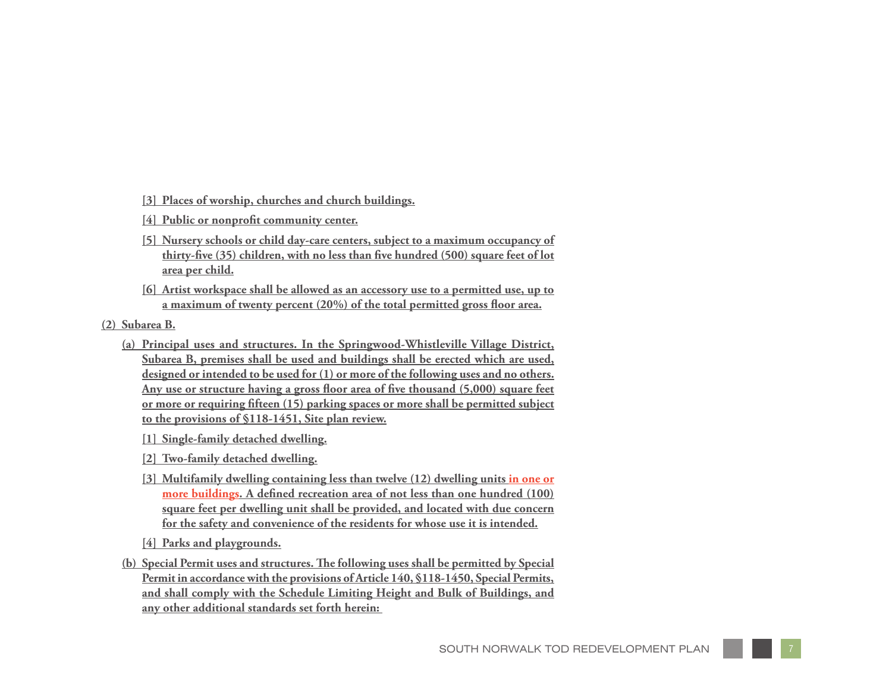[3] Places of worship, churches and church buildings.

[4] Public or nonprofit community center.

[5] Nursery schools or child day-care centers, subject to a maximum occupancy of thirty-five (35) children, with no less than five hundred (500) square feet of lot area per child.

[6] Artist workspace shall be allowed as an accessory use to a permitted use, up to a maximum of twenty percent (20%) of the total permitted gross floor area.

(2) Subarea B.

(a) Principal uses and structures. In the Springwood-Whistleville Village District, Subarea B, premises shall be used and buildings shall be erected which are used, designed or intended to be used for (1) or more of the following uses and no others. Any use or structure having a gross floor area of five thousand (5,000) square feet or more or requiring fifteen (15) parking spaces or more shall be permitted subject to the provisions of §118-1451, Site plan review.

[1] Single-family detached dwelling.

[2] Two-family detached dwelling.

[3] Multifamily dwelling containing less than twelve (12) dwelling units in one or more buildings. A defined recreation area of not less than one hundred (100) square feet per dwelling unit shall be provided, and located with due concern for the safety and convenience of the residents for whose use it is intended.

[4] Parks and playgrounds.

(b) Special Permit uses and structures. The following uses shall be permitted by Special Permit in accordance with the provisions of Article 140, §118-1450, Special Permits, and shall comply with the Schedule Limiting Height and Bulk of Buildings, and any other additional standards set forth herein: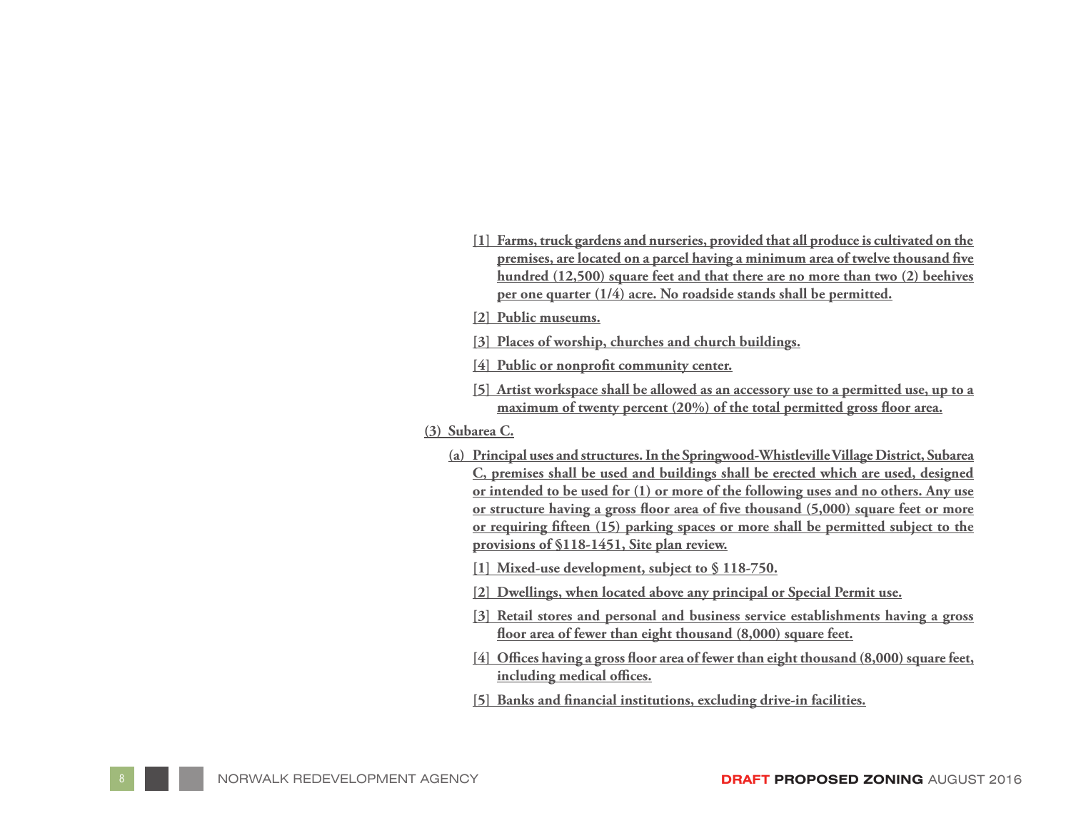[1] Farms, truck gardens and nurseries, provided that all produce is cultivated on the premises, are located on a parcel having a minimum area of twelve thousand five hundred (12,500) square feet and that there are no more than two (2) beehives per one quarter (1/4) acre. No roadside stands shall be permitted.

[2] Public museums.

[3] Places of worship, churches and church buildings.

[4] Public or nonprofit community center.

[5] Artist workspace shall be allowed as an accessory use to a permitted use, up to a maximum of twenty percent (20%) of the total permitted gross floor area.

(3) Subarea C.

(a) Principal uses and structures. In the Springwood-Whistleville Village District, Subarea C, premises shall be used and buildings shall be erected which are used, designed or intended to be used for (1) or more of the following uses and no others. Any use or structure having a gross floor area of five thousand (5,000) square feet or more or requiring fifteen (15) parking spaces or more shall be permitted subject to the provisions of §118-1451, Site plan review.

[1] Mixed-use development, subject to § 118-750.

[2] Dwellings, when located above any principal or Special Permit use.

[3] Retail stores and personal and business service establishments having a gross floor area of fewer than eight thousand (8,000) square feet.

[4] Offices having a gross floor area of fewer than eight thousand (8,000) square feet, including medical offices.

[5] Banks and financial institutions, excluding drive-in facilities.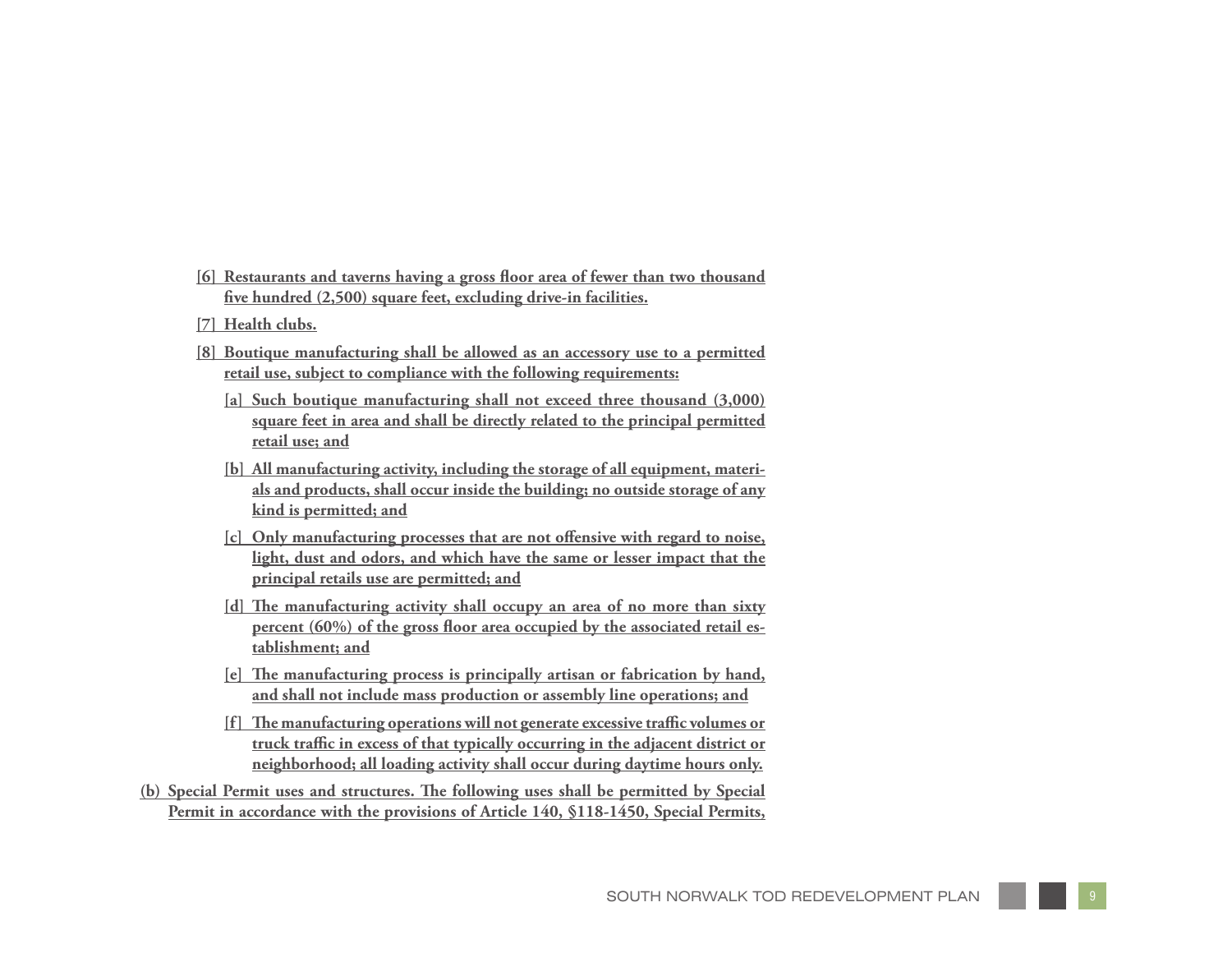[6] **Restaurants and taverns having a gross floor area of fewer than two thousand five hundred (2,500) square feet, excluding drive-in facilities.**

[7] **Health clubs.**

[8] **Boutique manufacturing shall be allowed as an accessory use to a permitted retail use, subject to compliance with the following requirements:**

[a] **Such boutique manufacturing shall not exceed three thousand (3,000) square feet in area and shall be directly related to the principal permitted retail use; and**

[b] **All manufacturing activity, including the storage of all equipment, materials and products, shall occur inside the building; no outside storage of any kind is permitted; and**

[c] **Only manufacturing processes that are not offensive with regard to noise, light, dust and odors, and which have the same or lesser impact that the principal retails use are permitted; and**

[d] **The manufacturing activity shall occupy an area of no more than sixty percent (60%) of the gross floor area occupied by the associated retail establishment; and**

[e] **The manufacturing process is principally artisan or fabrication by hand, and shall not include mass production or assembly line operations; and**

[f] **The manufacturing operations will not generate excessive traffic volumes or truck traffic in excess of that typically occurring in the adjacent district or neighborhood; all loading activity shall occur during daytime hours only.**

(b) **Special Permit uses and structures. The following uses shall be permitted by Special Permit in accordance with the provisions of Article 140, §118-1450, Special Permits,**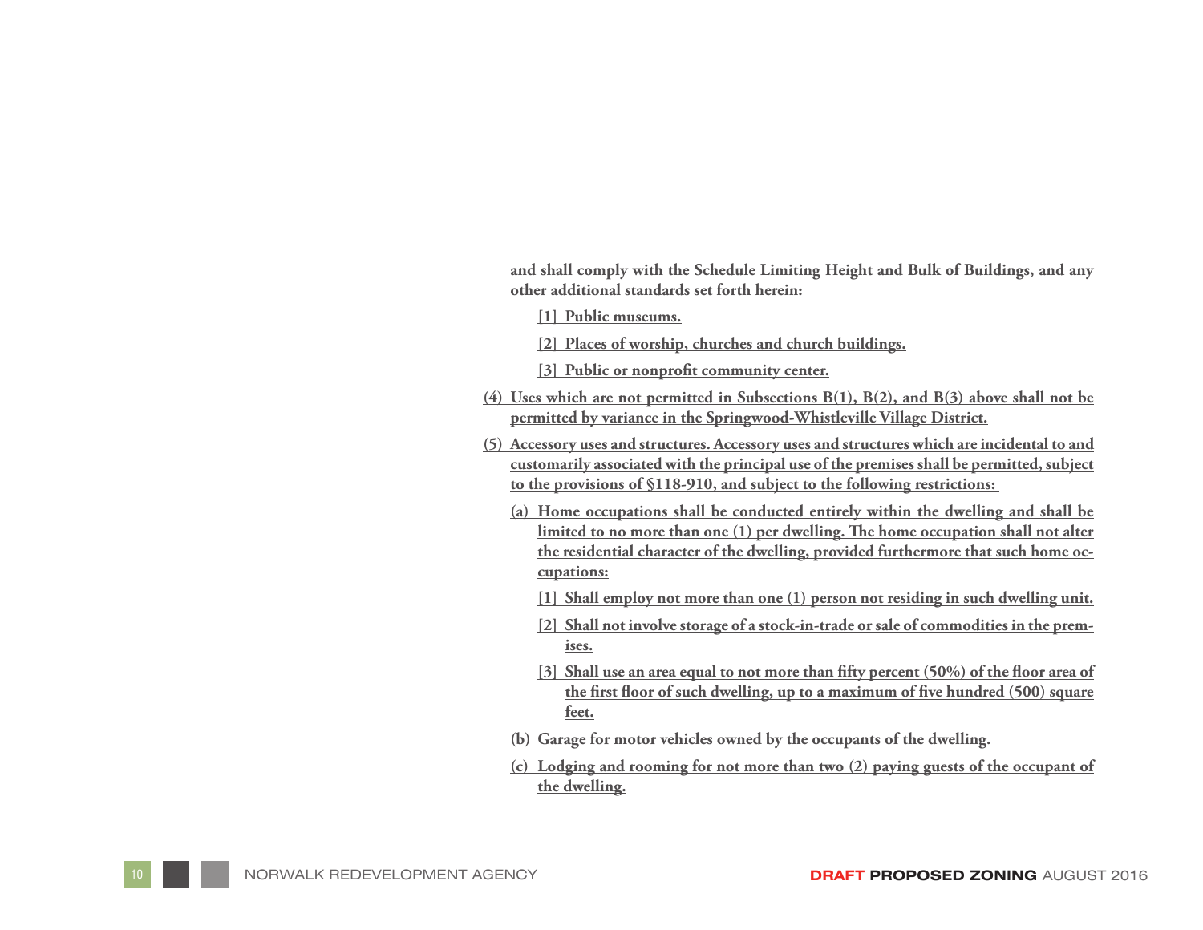**and shall comply with the Schedule Limiting Height and Bulk of Buildings, and any other additional standards set forth herein:**

- **[1] Public museums.**
- **[2] Places of worship, churches and church buildings.**
- **[3] Public or nonprofit community center.**

**(4) Uses which are not permitted in Subsections B(1), B(2), and B(3) above shall not be permitted by variance in the Springwood-Whistleville Village District.**

**(5) Accessory uses and structures. Accessory uses and structures which are incidental to and customarily associated with the principal use of the premises shall be permitted, subject to the provisions of §118-910, and subject to the following restrictions:**

- **(a) Home occupations shall be conducted entirely within the dwelling and shall be limited to no more than one (1) per dwelling. The home occupation shall not alter the residential character of the dwelling, provided furthermore that such home occupations:**
  - **[1] Shall employ not more than one (1) person not residing in such dwelling unit.**
  - **[2] Shall not involve storage of a stock-in-trade or sale of commodities in the premises.**
  - **[3] Shall use an area equal to not more than fifty percent (50%) of the floor area of the first floor of such dwelling, up to a maximum of five hundred (500) square feet.**
- **(b) Garage for motor vehicles owned by the occupants of the dwelling.**
- **(c) Lodging and rooming for not more than two (2) paying guests of the occupant of the dwelling.**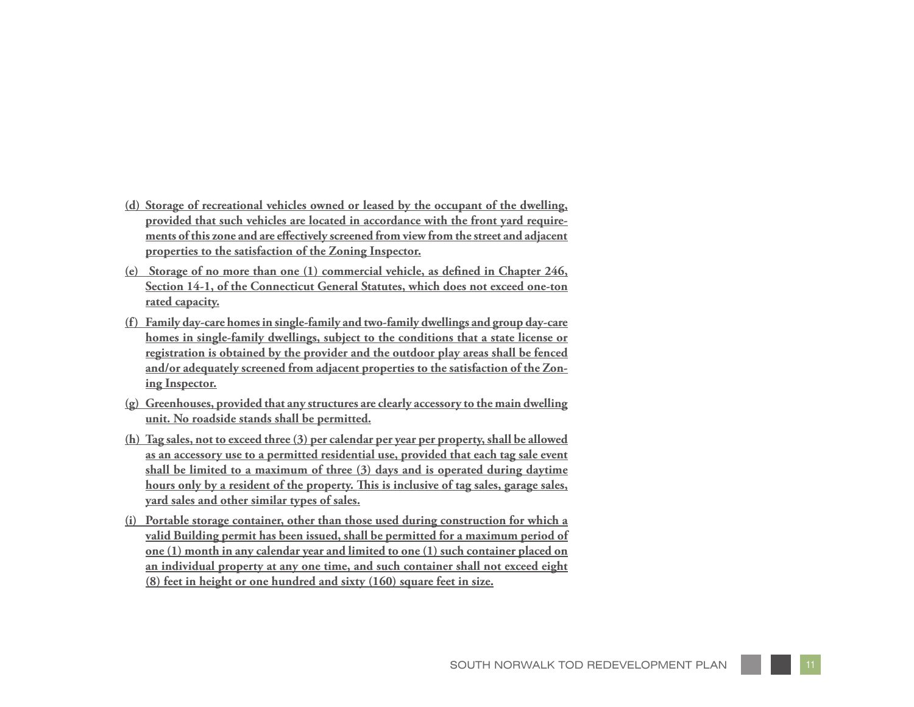**(d) Storage of recreational vehicles owned or leased by the occupant of the dwelling, provided that such vehicles are located in accordance with the front yard requirements of this zone and are effectively screened from view from the street and adjacent properties to the satisfaction of the Zoning Inspector.**

**(e) Storage of no more than one (1) commercial vehicle, as defined in Chapter 246, Section 14-1, of the Connecticut General Statutes, which does not exceed one-ton rated capacity.**

**(f) Family day-care homes in single-family and two-family dwellings and group day-care homes in single-family dwellings, subject to the conditions that a state license or registration is obtained by the provider and the outdoor play areas shall be fenced and/or adequately screened from adjacent properties to the satisfaction of the Zoning Inspector.**

**(g) Greenhouses, provided that any structures are clearly accessory to the main dwelling unit. No roadside stands shall be permitted.**

**(h) Tag sales, not to exceed three (3) per calendar per year per property, shall be allowed as an accessory use to a permitted residential use, provided that each tag sale event shall be limited to a maximum of three (3) days and is operated during daytime hours only by a resident of the property. This is inclusive of tag sales, garage sales, yard sales and other similar types of sales.**

**(i) Portable storage container, other than those used during construction for which a valid Building permit has been issued, shall be permitted for a maximum period of one (1) month in any calendar year and limited to one (1) such container placed on an individual property at any one time, and such container shall not exceed eight (8) feet in height or one hundred and sixty (160) square feet in size.**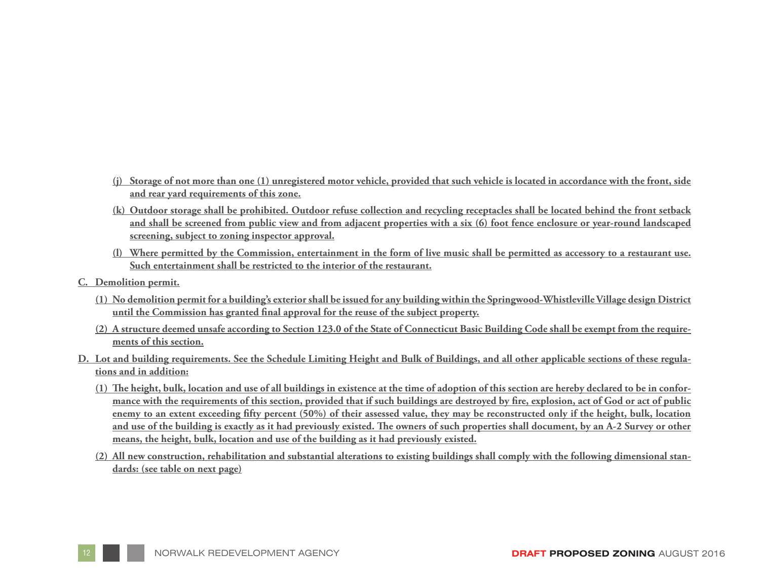(j) Storage of not more than one (1) unregistered motor vehicle, provided that such vehicle is located in accordance with the front, side and rear yard requirements of this zone.

(k) Outdoor storage shall be prohibited. Outdoor refuse collection and recycling receptacles shall be located behind the front setback and shall be screened from public view and from adjacent properties with a six (6) foot fence enclosure or year-round landscaped screening, subject to zoning inspector approval.

(l) Where permitted by the Commission, entertainment in the form of live music shall be permitted as accessory to a restaurant use. Such entertainment shall be restricted to the interior of the restaurant.

C. Demolition permit.

(1) No demolition permit for a building's exterior shall be issued for any building within the Springwood-Whistleville Village design District until the Commission has granted final approval for the reuse of the subject property.

(2) A structure deemed unsafe according to Section 123.0 of the State of Connecticut Basic Building Code shall be exempt from the requirements of this section.

D. Lot and building requirements. See the Schedule Limiting Height and Bulk of Buildings, and all other applicable sections of these regulations and in addition:

(1) The height, bulk, location and use of all buildings in existence at the time of adoption of this section are hereby declared to be in conformance with the requirements of this section, provided that if such buildings are destroyed by fire, explosion, act of God or act of public enemy to an extent exceeding fifty percent (50%) of their assessed value, they may be reconstructed only if the height, bulk, location and use of the building is exactly as it had previously existed. The owners of such properties shall document, by an A-2 Survey or other means, the height, bulk, location and use of the building as it had previously existed.

(2) All new construction, rehabilitation and substantial alterations to existing buildings shall comply with the following dimensional standards: (see table on next page)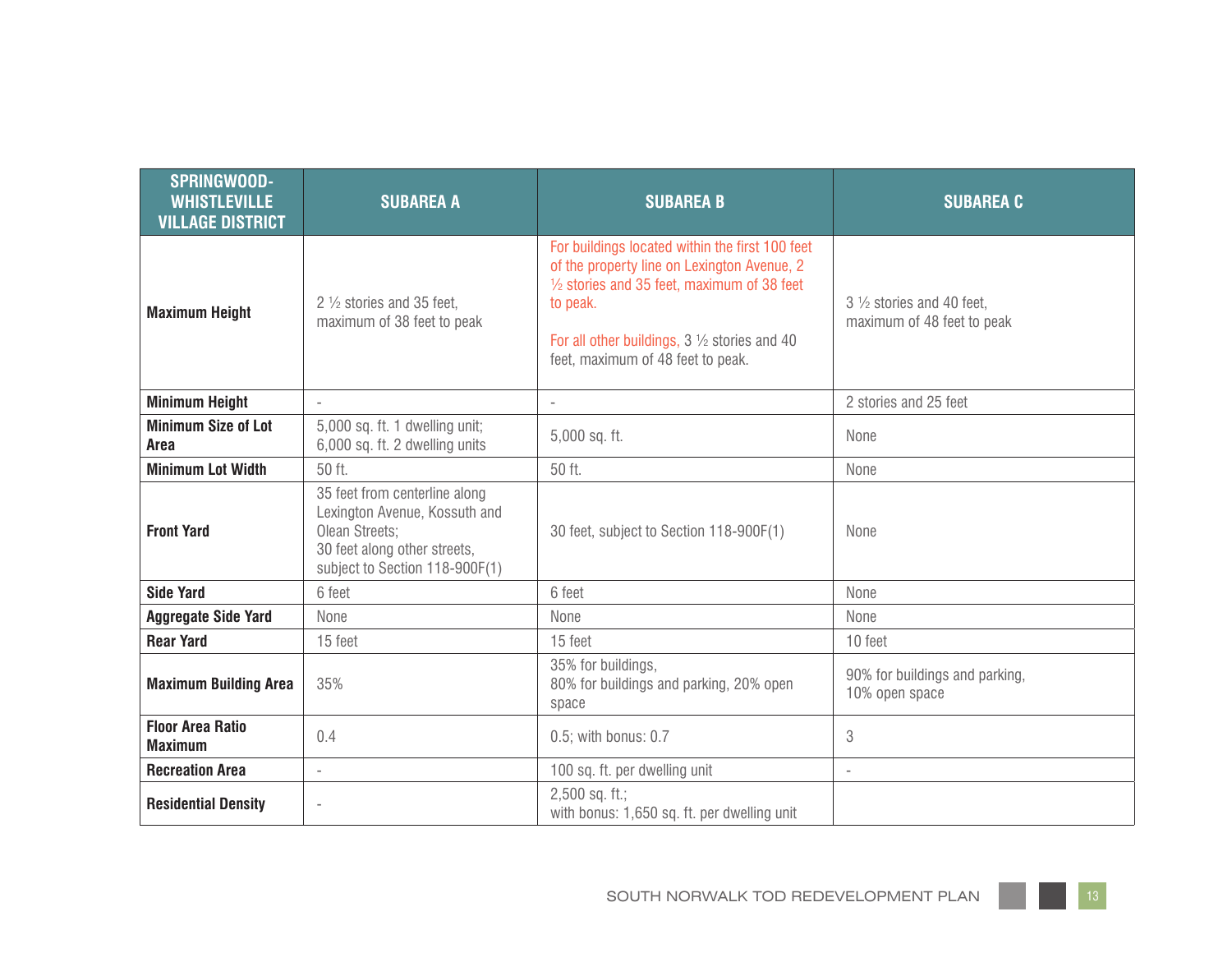| SPRINGWOOD-WHISTLEVILLE VILLAGE DISTRICT | SUBAREA A | SUBAREA B | SUBAREA C |
|---|---|---|---|
| **Maximum Height** | 2 ½ stories and 35 feet, maximum of 38 feet to peak | For buildings located within the first 100 feet of the property line on Lexington Avenue, 2 ½ stories and 35 feet, maximum of 38 feet to peak.<br><br>For all other buildings, 3 ½ stories and 40 feet, maximum of 48 feet to peak. | 3 ½ stories and 40 feet, maximum of 48 feet to peak |
| **Minimum Height** | - | - | 2 stories and 25 feet |
| **Minimum Size of Lot Area** | 5,000 sq. ft. 1 dwelling unit; 6,000 sq. ft. 2 dwelling units | 5,000 sq. ft. | None |
| **Minimum Lot Width** | 50 ft. | 50 ft. | None |
| **Front Yard** | 35 feet from centerline along Lexington Avenue, Kossuth and Olean Streets;<br>30 feet along other streets, subject to Section 118-900F(1) | 30 feet, subject to Section 118-900F(1) | None |
| **Side Yard** | 6 feet | 6 feet | None |
| **Aggregate Side Yard** | None | None | None |
| **Rear Yard** | 15 feet | 15 feet | 10 feet |
| **Maximum Building Area** | 35% | 35% for buildings,<br>80% for buildings and parking, 20% open space | 90% for buildings and parking,<br>10% open space |
| **Floor Area Ratio Maximum** | 0.4 | 0.5; with bonus: 0.7 | 3 |
| **Recreation Area** | - | 100 sq. ft. per dwelling unit | - |
| **Residential Density** | - | 2,500 sq. ft.;<br>with bonus: 1,650 sq. ft. per dwelling unit | |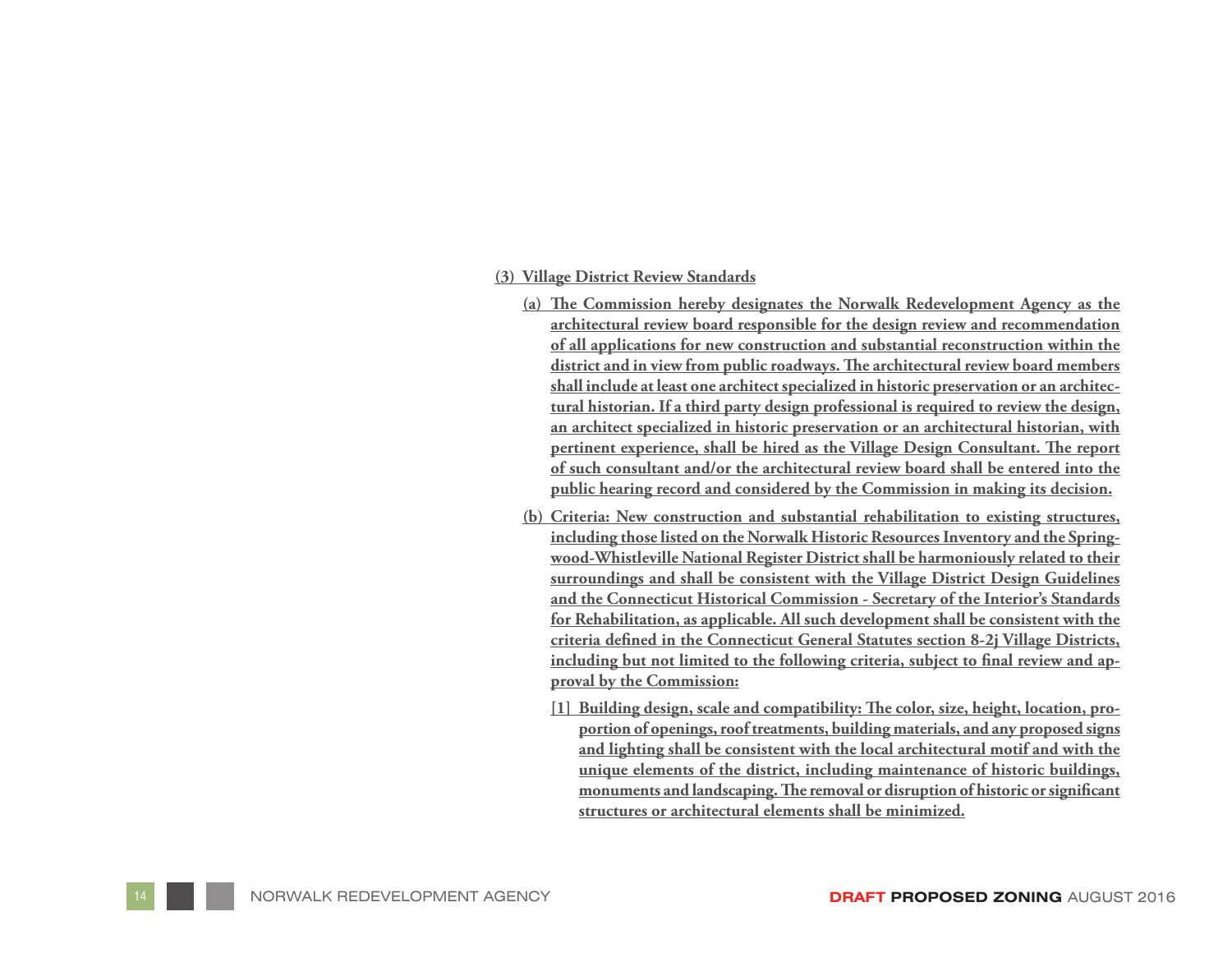**(3) Village District Review Standards**

**(a) The Commission hereby designates the Norwalk Redevelopment Agency as the architectural review board responsible for the design review and recommendation of all applications for new construction and substantial reconstruction within the district and in view from public roadways. The architectural review board members shall include at least one architect specialized in historic preservation or an architectural historian. If a third party design professional is required to review the design, an architect specialized in historic preservation or an architectural historian, with pertinent experience, shall be hired as the Village Design Consultant. The report of such consultant and/or the architectural review board shall be entered into the public hearing record and considered by the Commission in making its decision.**

**(b) Criteria: New construction and substantial rehabilitation to existing structures, including those listed on the Norwalk Historic Resources Inventory and the Springwood-Whistleville National Register District shall be harmoniously related to their surroundings and shall be consistent with the Village District Design Guidelines and the Connecticut Historical Commission - Secretary of the Interior's Standards for Rehabilitation, as applicable. All such development shall be consistent with the criteria defined in the Connecticut General Statutes section 8-2j Village Districts, including but not limited to the following criteria, subject to final review and approval by the Commission:**

**[1] Building design, scale and compatibility: The color, size, height, location, proportion of openings, roof treatments, building materials, and any proposed signs and lighting shall be consistent with the local architectural motif and with the unique elements of the district, including maintenance of historic buildings, monuments and landscaping. The removal or disruption of historic or significant structures or architectural elements shall be minimized.**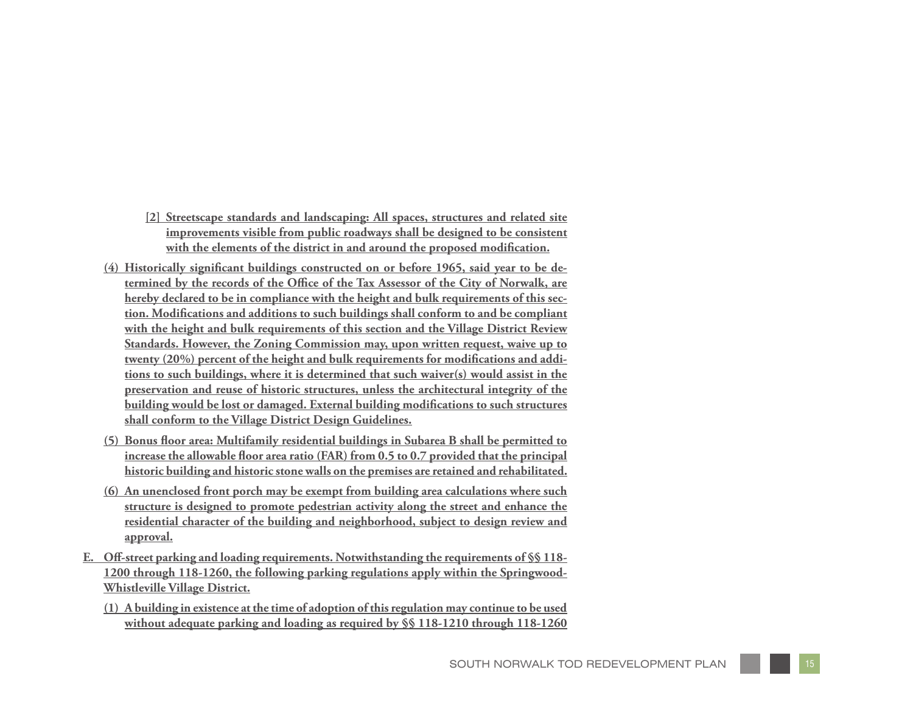[2] Streetscape standards and landscaping: All spaces, structures and related site improvements visible from public roadways shall be designed to be consistent with the elements of the district in and around the proposed modification.

(4) Historically significant buildings constructed on or before 1965, said year to be determined by the records of the Office of the Tax Assessor of the City of Norwalk, are hereby declared to be in compliance with the height and bulk requirements of this section. Modifications and additions to such buildings shall conform to and be compliant with the height and bulk requirements of this section and the Village District Review Standards. However, the Zoning Commission may, upon written request, waive up to twenty (20%) percent of the height and bulk requirements for modifications and additions to such buildings, where it is determined that such waiver(s) would assist in the preservation and reuse of historic structures, unless the architectural integrity of the building would be lost or damaged. External building modifications to such structures shall conform to the Village District Design Guidelines.

(5) Bonus floor area: Multifamily residential buildings in Subarea B shall be permitted to increase the allowable floor area ratio (FAR) from 0.5 to 0.7 provided that the principal historic building and historic stone walls on the premises are retained and rehabilitated.

(6) An unenclosed front porch may be exempt from building area calculations where such structure is designed to promote pedestrian activity along the street and enhance the residential character of the building and neighborhood, subject to design review and approval.

E. Off-street parking and loading requirements. Notwithstanding the requirements of §§ 118-1200 through 118-1260, the following parking regulations apply within the Springwood-Whistleville Village District.

(1) A building in existence at the time of adoption of this regulation may continue to be used without adequate parking and loading as required by §§ 118-1210 through 118-1260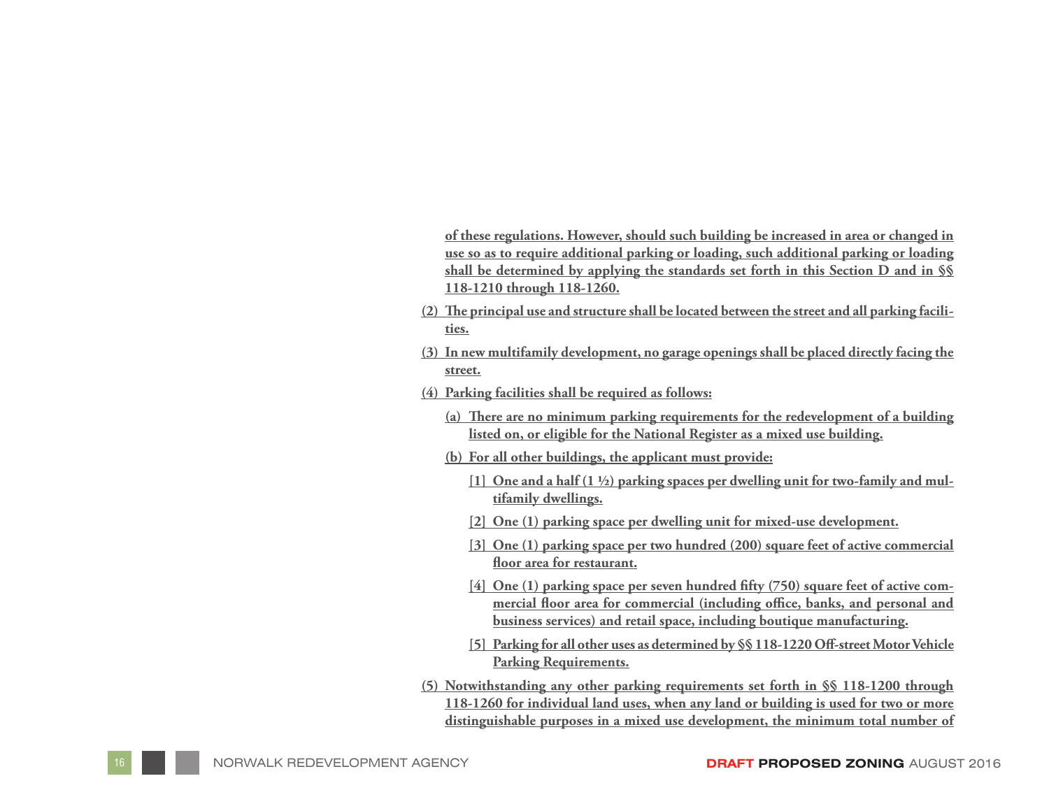**of these regulations. However, should such building be increased in area or changed in use so as to require additional parking or loading, such additional parking or loading shall be determined by applying the standards set forth in this Section D and in §§ 118-1210 through 118-1260.**

**(2) The principal use and structure shall be located between the street and all parking facilities.**

**(3) In new multifamily development, no garage openings shall be placed directly facing the street.**

**(4) Parking facilities shall be required as follows:**

**(a) There are no minimum parking requirements for the redevelopment of a building listed on, or eligible for the National Register as a mixed use building.**

**(b) For all other buildings, the applicant must provide:**

**[1] One and a half (1 ½) parking spaces per dwelling unit for two-family and multifamily dwellings.**

**[2] One (1) parking space per dwelling unit for mixed-use development.**

**[3] One (1) parking space per two hundred (200) square feet of active commercial floor area for restaurant.**

**[4] One (1) parking space per seven hundred fifty (750) square feet of active commercial floor area for commercial (including office, banks, and personal and business services) and retail space, including boutique manufacturing.**

**[5] Parking for all other uses as determined by §§ 118-1220 Off-street Motor Vehicle Parking Requirements.**

**(5) Notwithstanding any other parking requirements set forth in §§ 118-1200 through 118-1260 for individual land uses, when any land or building is used for two or more distinguishable purposes in a mixed use development, the minimum total number of**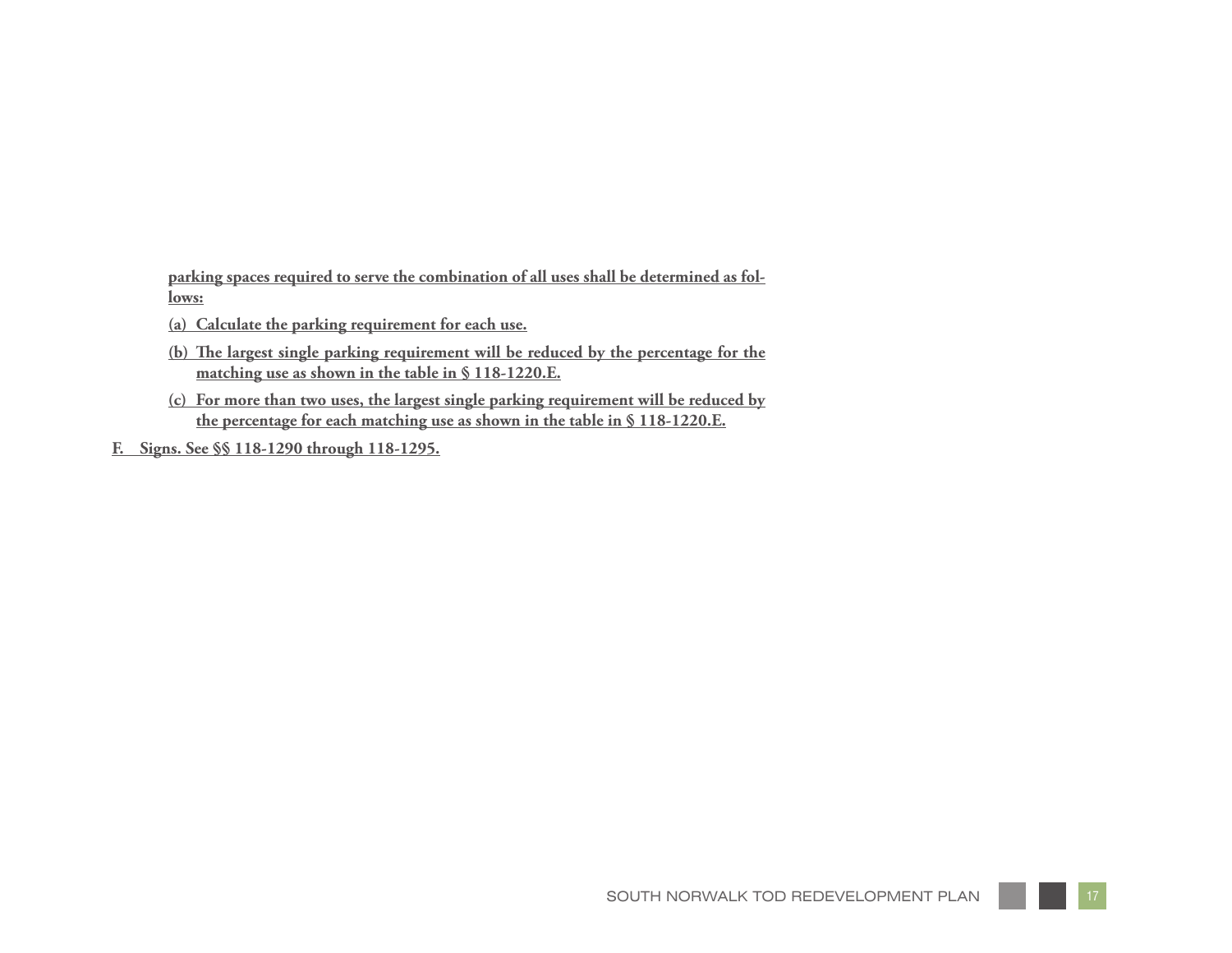**parking spaces required to serve the combination of all uses shall be determined as follows:**

**(a) Calculate the parking requirement for each use.**

**(b) The largest single parking requirement will be reduced by the percentage for the matching use as shown in the table in § 118-1220.E.**

**(c) For more than two uses, the largest single parking requirement will be reduced by the percentage for each matching use as shown in the table in § 118-1220.E.**

**F. Signs. See §§ 118-1290 through 118-1295.**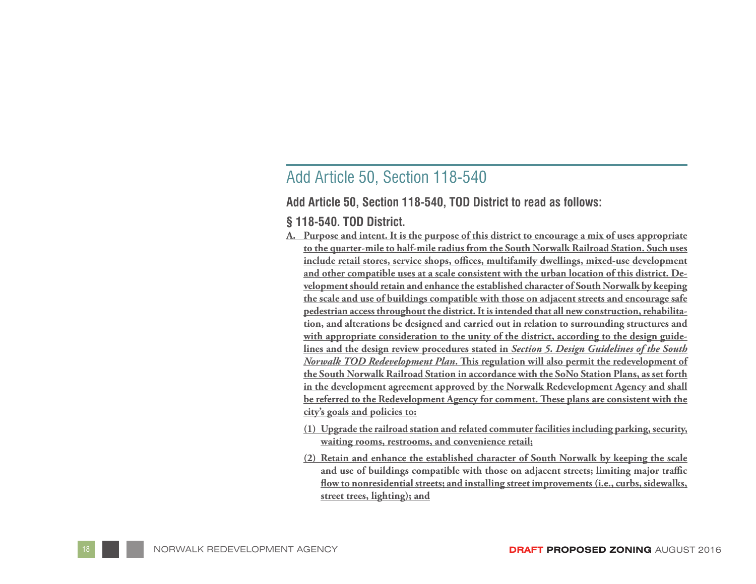## Add Article 50, Section 118-540

**Add Article 50, Section 118-540, TOD District to read as follows:**

### § 118-540. TOD District.

A. Purpose and intent. It is the purpose of this district to encourage a mix of uses appropriate to the quarter-mile to half-mile radius from the South Norwalk Railroad Station. Such uses include retail stores, service shops, offices, multifamily dwellings, mixed-use development and other compatible uses at a scale consistent with the urban location of this district. Development should retain and enhance the established character of South Norwalk by keeping the scale and use of buildings compatible with those on adjacent streets and encourage safe pedestrian access throughout the district. It is intended that all new construction, rehabilitation, and alterations be designed and carried out in relation to surrounding structures and with appropriate consideration to the unity of the district, according to the design guidelines and the design review procedures stated in *Section 5. Design Guidelines of the South Norwalk TOD Redevelopment Plan*. This regulation will also permit the redevelopment of the South Norwalk Railroad Station in accordance with the SoNo Station Plans, as set forth in the development agreement approved by the Norwalk Redevelopment Agency and shall be referred to the Redevelopment Agency for comment. These plans are consistent with the city's goals and policies to:

   (1) Upgrade the railroad station and related commuter facilities including parking, security, waiting rooms, restrooms, and convenience retail;

   (2) Retain and enhance the established character of South Norwalk by keeping the scale and use of buildings compatible with those on adjacent streets; limiting major traffic flow to nonresidential streets; and installing street improvements (i.e., curbs, sidewalks, street trees, lighting); and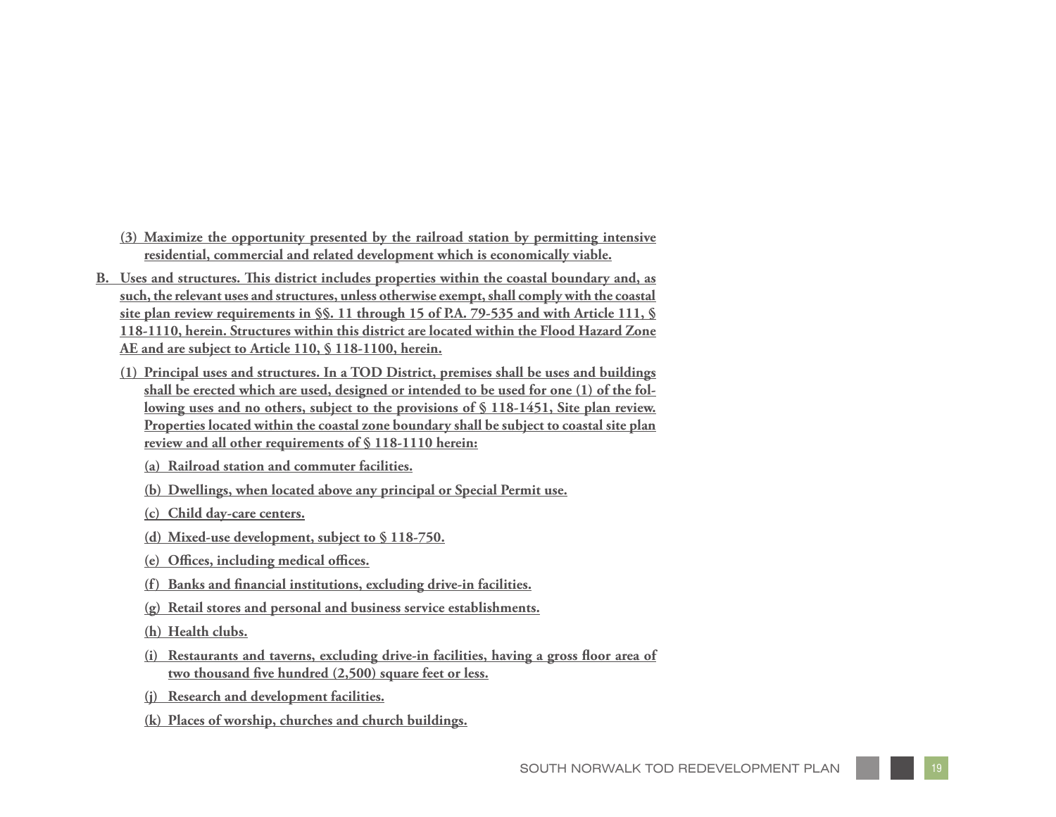(3) Maximize the opportunity presented by the railroad station by permitting intensive residential, commercial and related development which is economically viable.

B. Uses and structures. This district includes properties within the coastal boundary and, as such, the relevant uses and structures, unless otherwise exempt, shall comply with the coastal site plan review requirements in §§. 11 through 15 of P.A. 79-535 and with Article 111, § 118-1110, herein. Structures within this district are located within the Flood Hazard Zone AE and are subject to Article 110, § 118-1100, herein.

(1) Principal uses and structures. In a TOD District, premises shall be uses and buildings shall be erected which are used, designed or intended to be used for one (1) of the following uses and no others, subject to the provisions of § 118-1451, Site plan review. Properties located within the coastal zone boundary shall be subject to coastal site plan review and all other requirements of § 118-1110 herein:

(a) Railroad station and commuter facilities.

(b) Dwellings, when located above any principal or Special Permit use.

(c) Child day-care centers.

(d) Mixed-use development, subject to § 118-750.

(e) Offices, including medical offices.

(f) Banks and financial institutions, excluding drive-in facilities.

(g) Retail stores and personal and business service establishments.

(h) Health clubs.

(i) Restaurants and taverns, excluding drive-in facilities, having a gross floor area of two thousand five hundred (2,500) square feet or less.

(j) Research and development facilities.

(k) Places of worship, churches and church buildings.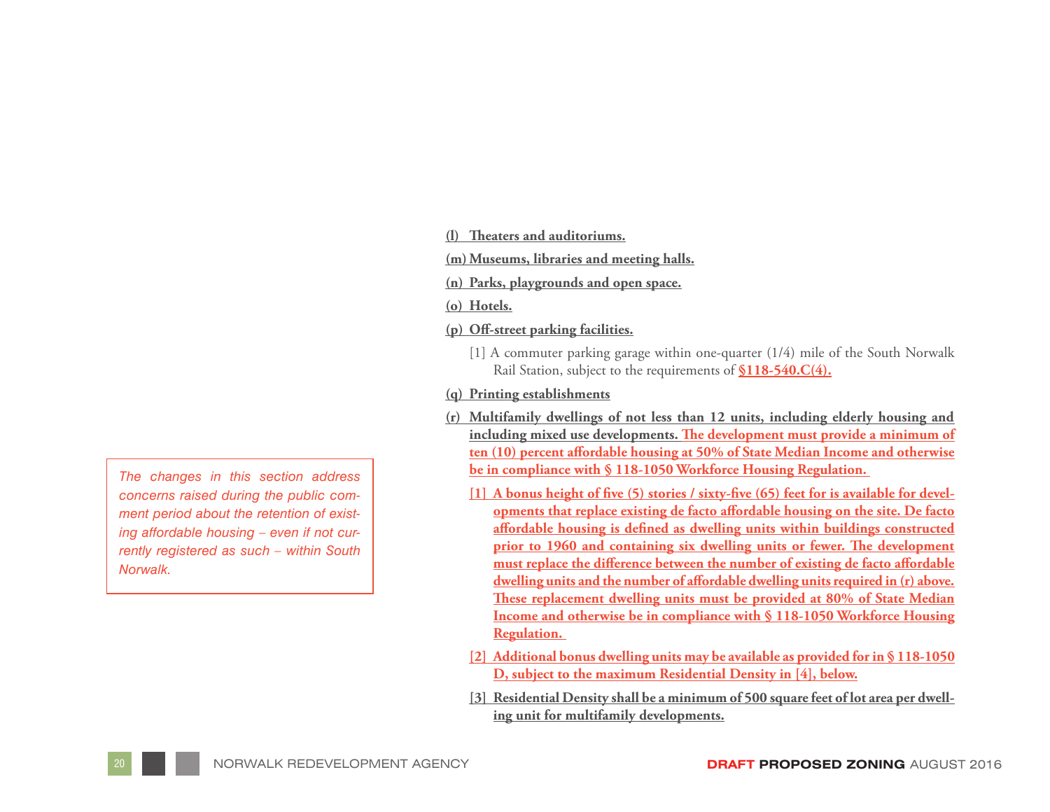**(l) Theaters and auditoriums.**

**(m) Museums, libraries and meeting halls.**

**(n) Parks, playgrounds and open space.**

**(o) Hotels.**

**(p) Off-street parking facilities.**

[1] A commuter parking garage within one-quarter (1/4) mile of the South Norwalk Rail Station, subject to the requirements of **§118-540.C(4).**

**(q) Printing establishments**

**(r) Multifamily dwellings of not less than 12 units, including elderly housing and including mixed use developments. The development must provide a minimum of ten (10) percent affordable housing at 50% of State Median Income and otherwise be in compliance with § 118-1050 Workforce Housing Regulation.**

*The changes in this section address concerns raised during the public comment period about the retention of existing affordable housing – even if not currently registered as such – within South Norwalk.*

**[1] A bonus height of five (5) stories / sixty-five (65) feet for is available for developments that replace existing de facto affordable housing on the site. De facto affordable housing is defined as dwelling units within buildings constructed prior to 1960 and containing six dwelling units or fewer. The development must replace the difference between the number of existing de facto affordable dwelling units and the number of affordable dwelling units required in (r) above. These replacement dwelling units must be provided at 80% of State Median Income and otherwise be in compliance with § 118-1050 Workforce Housing Regulation.**

**[2] Additional bonus dwelling units may be available as provided for in § 118-1050 D, subject to the maximum Residential Density in [4], below.**

**[3] Residential Density shall be a minimum of 500 square feet of lot area per dwelling unit for multifamily developments.**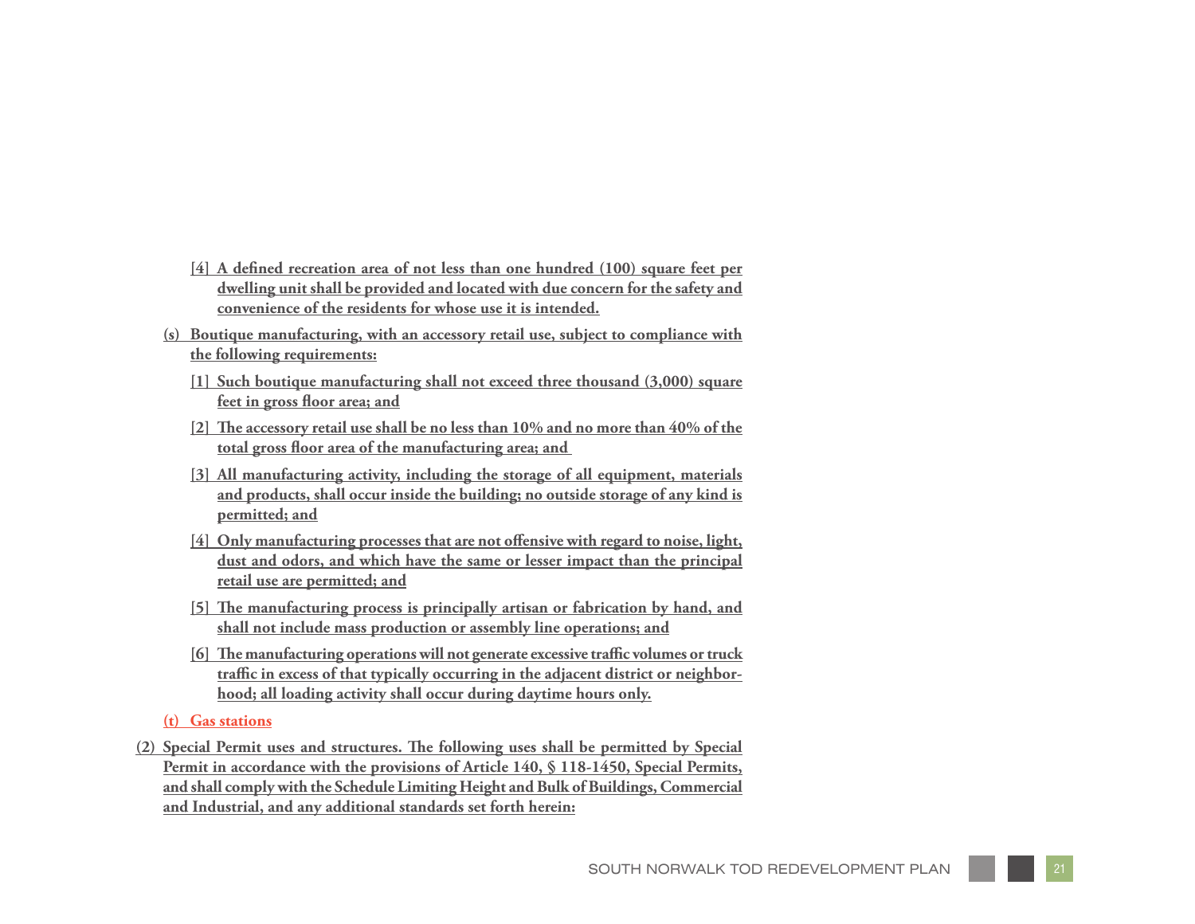[4] **A defined recreation area of not less than one hundred (100) square feet per dwelling unit shall be provided and located with due concern for the safety and convenience of the residents for whose use it is intended.**

(s) **Boutique manufacturing, with an accessory retail use, subject to compliance with the following requirements:**

[1] **Such boutique manufacturing shall not exceed three thousand (3,000) square feet in gross floor area; and**

[2] **The accessory retail use shall be no less than 10% and no more than 40% of the total gross floor area of the manufacturing area; and**

[3] **All manufacturing activity, including the storage of all equipment, materials and products, shall occur inside the building; no outside storage of any kind is permitted; and**

[4] **Only manufacturing processes that are not offensive with regard to noise, light, dust and odors, and which have the same or lesser impact than the principal retail use are permitted; and**

[5] **The manufacturing process is principally artisan or fabrication by hand, and shall not include mass production or assembly line operations; and**

[6] **The manufacturing operations will not generate excessive traffic volumes or truck traffic in excess of that typically occurring in the adjacent district or neighborhood; all loading activity shall occur during daytime hours only.**

(t) **Gas stations**

(2) **Special Permit uses and structures. The following uses shall be permitted by Special Permit in accordance with the provisions of Article 140, § 118-1450, Special Permits, and shall comply with the Schedule Limiting Height and Bulk of Buildings, Commercial and Industrial, and any additional standards set forth herein:**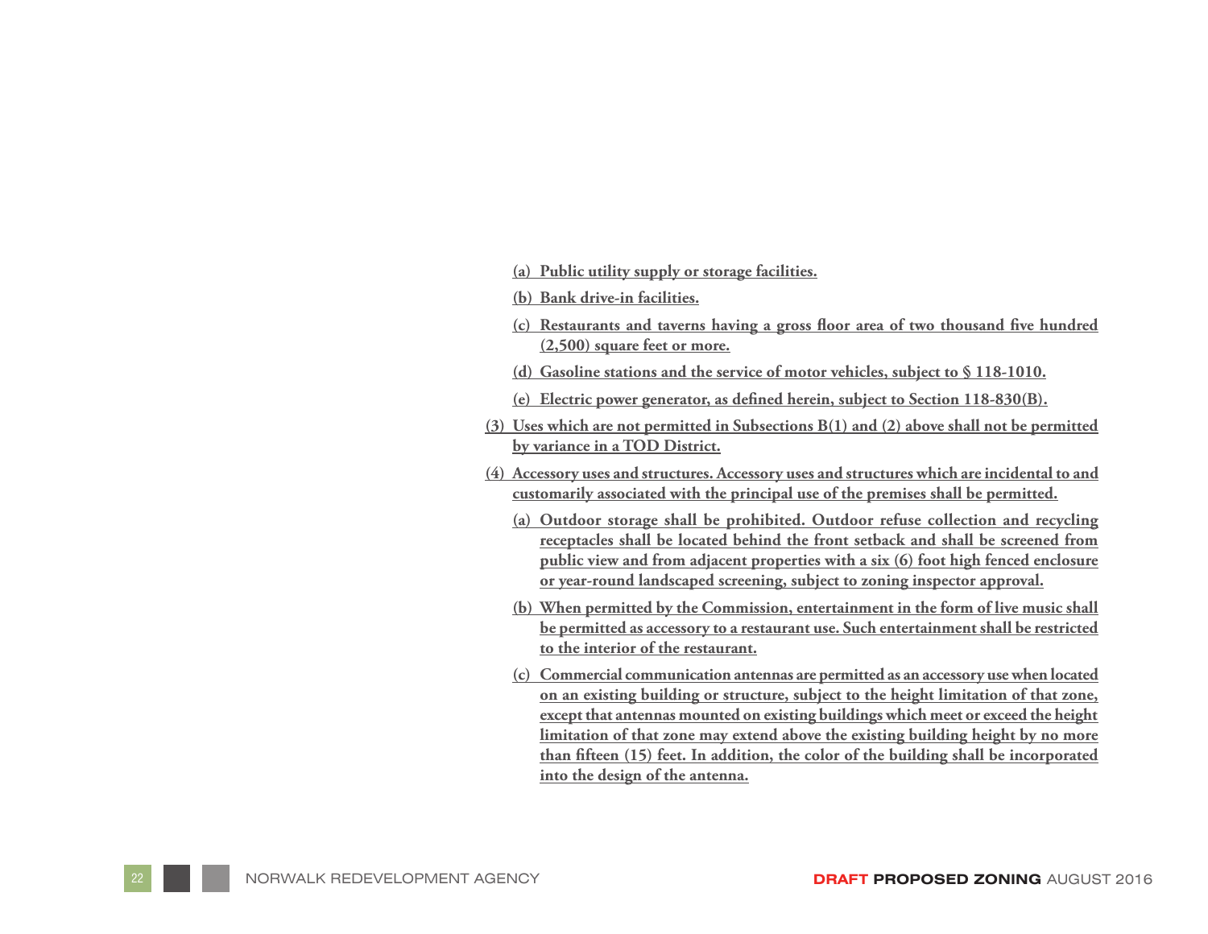(a) **Public utility supply or storage facilities.**

(b) **Bank drive-in facilities.**

(c) **Restaurants and taverns having a gross floor area of two thousand five hundred (2,500) square feet or more.**

(d) **Gasoline stations and the service of motor vehicles, subject to § 118-1010.**

(e) **Electric power generator, as defined herein, subject to Section 118-830(B).**

(3) **Uses which are not permitted in Subsections B(1) and (2) above shall not be permitted by variance in a TOD District.**

(4) **Accessory uses and structures. Accessory uses and structures which are incidental to and customarily associated with the principal use of the premises shall be permitted.**

(a) **Outdoor storage shall be prohibited. Outdoor refuse collection and recycling receptacles shall be located behind the front setback and shall be screened from public view and from adjacent properties with a six (6) foot high fenced enclosure or year-round landscaped screening, subject to zoning inspector approval.**

(b) **When permitted by the Commission, entertainment in the form of live music shall be permitted as accessory to a restaurant use. Such entertainment shall be restricted to the interior of the restaurant.**

(c) **Commercial communication antennas are permitted as an accessory use when located on an existing building or structure, subject to the height limitation of that zone, except that antennas mounted on existing buildings which meet or exceed the height limitation of that zone may extend above the existing building height by no more than fifteen (15) feet. In addition, the color of the building shall be incorporated into the design of the antenna.**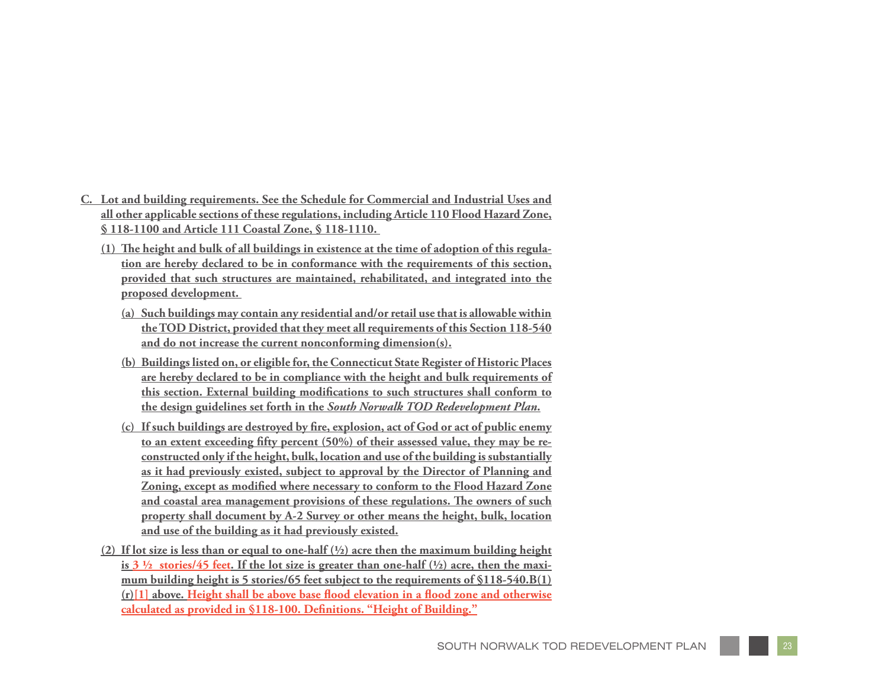C. Lot and building requirements. See the Schedule for Commercial and Industrial Uses and all other applicable sections of these regulations, including Article 110 Flood Hazard Zone, § 118-1100 and Article 111 Coastal Zone, § 118-1110.

(1) The height and bulk of all buildings in existence at the time of adoption of this regulation are hereby declared to be in conformance with the requirements of this section, provided that such structures are maintained, rehabilitated, and integrated into the proposed development.

(a) Such buildings may contain any residential and/or retail use that is allowable within the TOD District, provided that they meet all requirements of this Section 118-540 and do not increase the current nonconforming dimension(s).

(b) Buildings listed on, or eligible for, the Connecticut State Register of Historic Places are hereby declared to be in compliance with the height and bulk requirements of this section. External building modifications to such structures shall conform to the design guidelines set forth in the *South Norwalk TOD Redevelopment Plan*.

(c) If such buildings are destroyed by fire, explosion, act of God or act of public enemy to an extent exceeding fifty percent (50%) of their assessed value, they may be reconstructed only if the height, bulk, location and use of the building is substantially as it had previously existed, subject to approval by the Director of Planning and Zoning, except as modified where necessary to conform to the Flood Hazard Zone and coastal area management provisions of these regulations. The owners of such property shall document by A-2 Survey or other means the height, bulk, location and use of the building as it had previously existed.

(2) If lot size is less than or equal to one-half (½) acre then the maximum building height is 3 ½ stories/45 feet. If the lot size is greater than one-half (½) acre, then the maximum building height is 5 stories/65 feet subject to the requirements of §118-540.B(1)(r)[1] above. Height shall be above base flood elevation in a flood zone and otherwise calculated as provided in §118-100. Definitions. "Height of Building."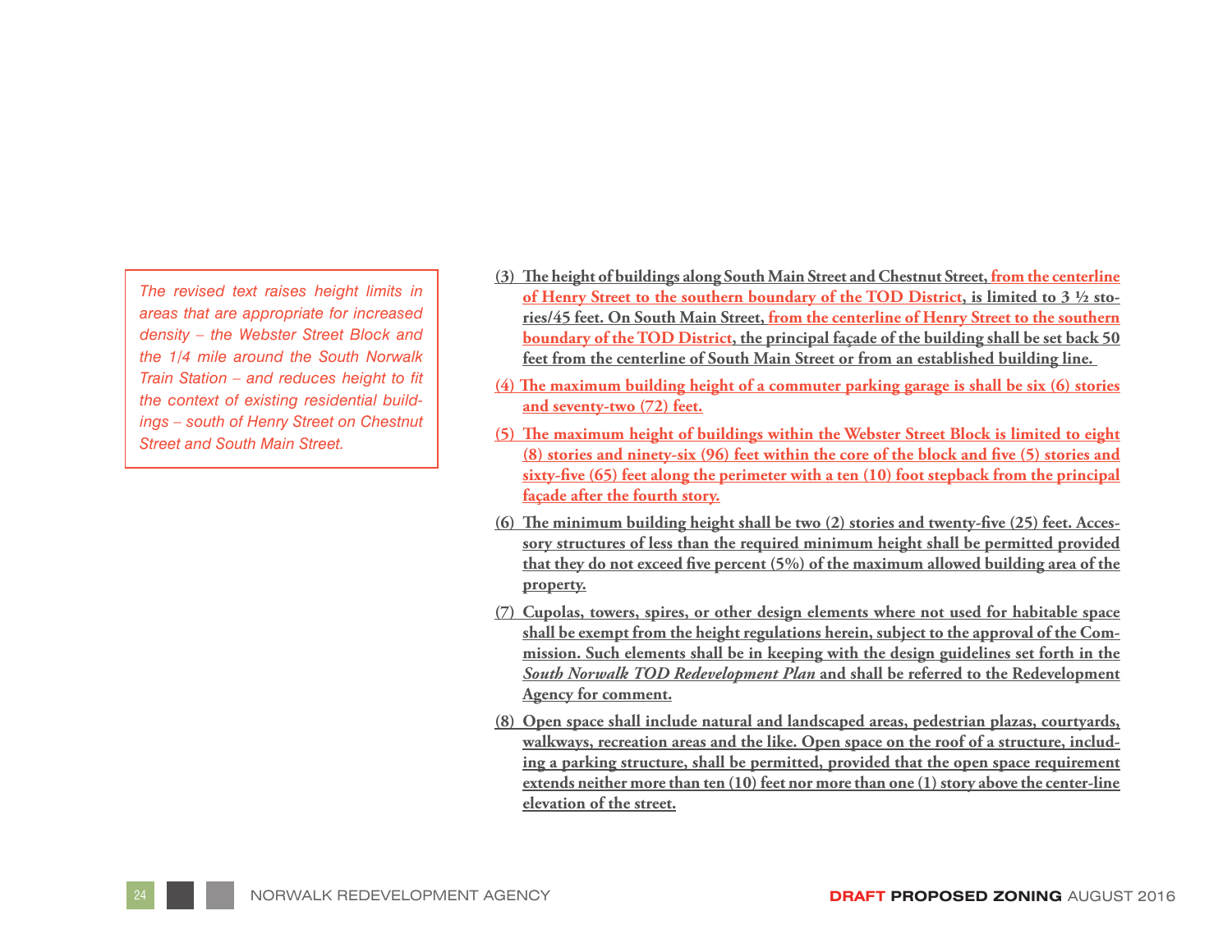*The revised text raises height limits in areas that are appropriate for increased density – the Webster Street Block and the 1/4 mile around the South Norwalk Train Station – and reduces height to fit the context of existing residential buildings – south of Henry Street on Chestnut Street and South Main Street.*

(3) **The height of buildings along South Main Street and Chestnut Street, from the centerline of Henry Street to the southern boundary of the TOD District, is limited to 3 ½ stories/45 feet. On South Main Street, from the centerline of Henry Street to the southern boundary of the TOD District, the principal façade of the building shall be set back 50 feet from the centerline of South Main Street or from an established building line.**

(4) **The maximum building height of a commuter parking garage is shall be six (6) stories and seventy-two (72) feet.**

(5) **The maximum height of buildings within the Webster Street Block is limited to eight (8) stories and ninety-six (96) feet within the core of the block and five (5) stories and sixty-five (65) feet along the perimeter with a ten (10) foot stepback from the principal façade after the fourth story.**

(6) **The minimum building height shall be two (2) stories and twenty-five (25) feet. Accessory structures of less than the required minimum height shall be permitted provided that they do not exceed five percent (5%) of the maximum allowed building area of the property.**

(7) **Cupolas, towers, spires, or other design elements where not used for habitable space shall be exempt from the height regulations herein, subject to the approval of the Commission. Such elements shall be in keeping with the design guidelines set forth in the *South Norwalk TOD Redevelopment Plan* and shall be referred to the Redevelopment Agency for comment.**

(8) **Open space shall include natural and landscaped areas, pedestrian plazas, courtyards, walkways, recreation areas and the like. Open space on the roof of a structure, including a parking structure, shall be permitted, provided that the open space requirement extends neither more than ten (10) feet nor more than one (1) story above the center-line elevation of the street.**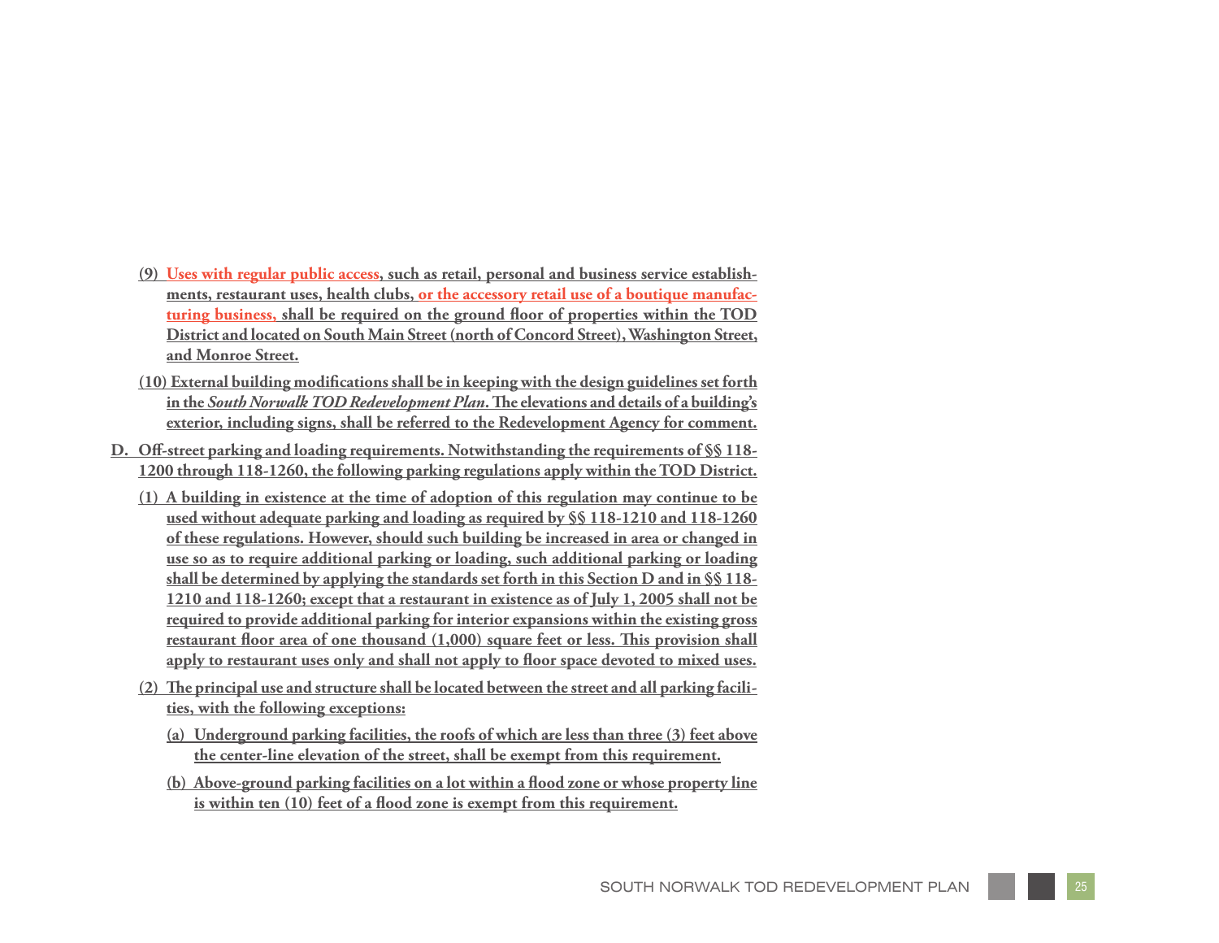(9) Uses with regular public access, such as retail, personal and business service establishments, restaurant uses, health clubs, or the accessory retail use of a boutique manufacturing business, shall be required on the ground floor of properties within the TOD District and located on South Main Street (north of Concord Street), Washington Street, and Monroe Street.

(10) External building modifications shall be in keeping with the design guidelines set forth in the *South Norwalk TOD Redevelopment Plan*. The elevations and details of a building's exterior, including signs, shall be referred to the Redevelopment Agency for comment.

D. Off-street parking and loading requirements. Notwithstanding the requirements of §§ 118-1200 through 118-1260, the following parking regulations apply within the TOD District.

(1) A building in existence at the time of adoption of this regulation may continue to be used without adequate parking and loading as required by §§ 118-1210 and 118-1260 of these regulations. However, should such building be increased in area or changed in use so as to require additional parking or loading, such additional parking or loading shall be determined by applying the standards set forth in this Section D and in §§ 118-1210 and 118-1260; except that a restaurant in existence as of July 1, 2005 shall not be required to provide additional parking for interior expansions within the existing gross restaurant floor area of one thousand (1,000) square feet or less. This provision shall apply to restaurant uses only and shall not apply to floor space devoted to mixed uses.

(2) The principal use and structure shall be located between the street and all parking facilities, with the following exceptions:

(a) Underground parking facilities, the roofs of which are less than three (3) feet above the center-line elevation of the street, shall be exempt from this requirement.

(b) Above-ground parking facilities on a lot within a flood zone or whose property line is within ten (10) feet of a flood zone is exempt from this requirement.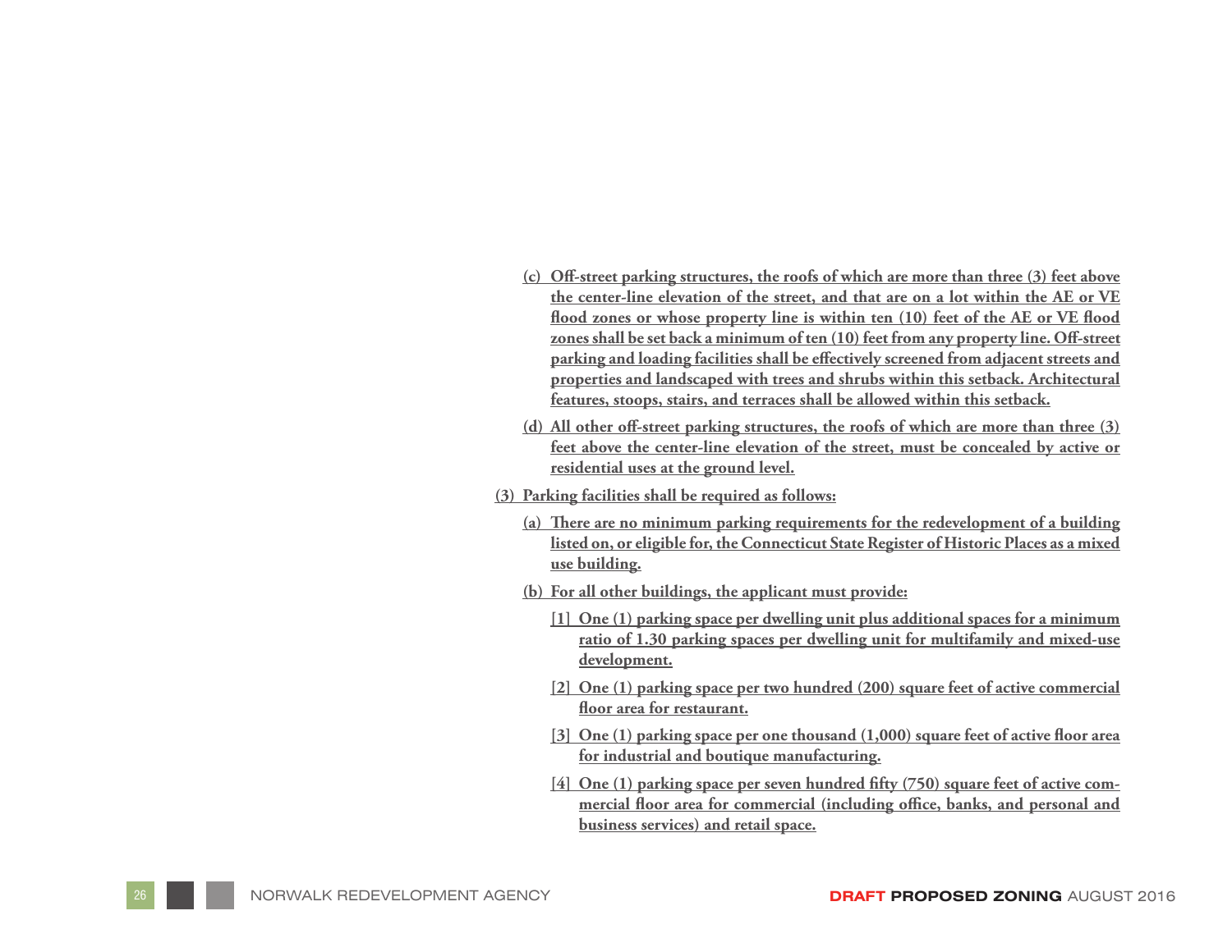(c) Off-street parking structures, the roofs of which are more than three (3) feet above the center-line elevation of the street, and that are on a lot within the AE or VE flood zones or whose property line is within ten (10) feet of the AE or VE flood zones shall be set back a minimum of ten (10) feet from any property line. Off-street parking and loading facilities shall be effectively screened from adjacent streets and properties and landscaped with trees and shrubs within this setback. Architectural features, stoops, stairs, and terraces shall be allowed within this setback.

(d) All other off-street parking structures, the roofs of which are more than three (3) feet above the center-line elevation of the street, must be concealed by active or residential uses at the ground level.

(3) Parking facilities shall be required as follows:

(a) There are no minimum parking requirements for the redevelopment of a building listed on, or eligible for, the Connecticut State Register of Historic Places as a mixed use building.

(b) For all other buildings, the applicant must provide:

[1] One (1) parking space per dwelling unit plus additional spaces for a minimum ratio of 1.30 parking spaces per dwelling unit for multifamily and mixed-use development.

[2] One (1) parking space per two hundred (200) square feet of active commercial floor area for restaurant.

[3] One (1) parking space per one thousand (1,000) square feet of active floor area for industrial and boutique manufacturing.

[4] One (1) parking space per seven hundred fifty (750) square feet of active commercial floor area for commercial (including office, banks, and personal and business services) and retail space.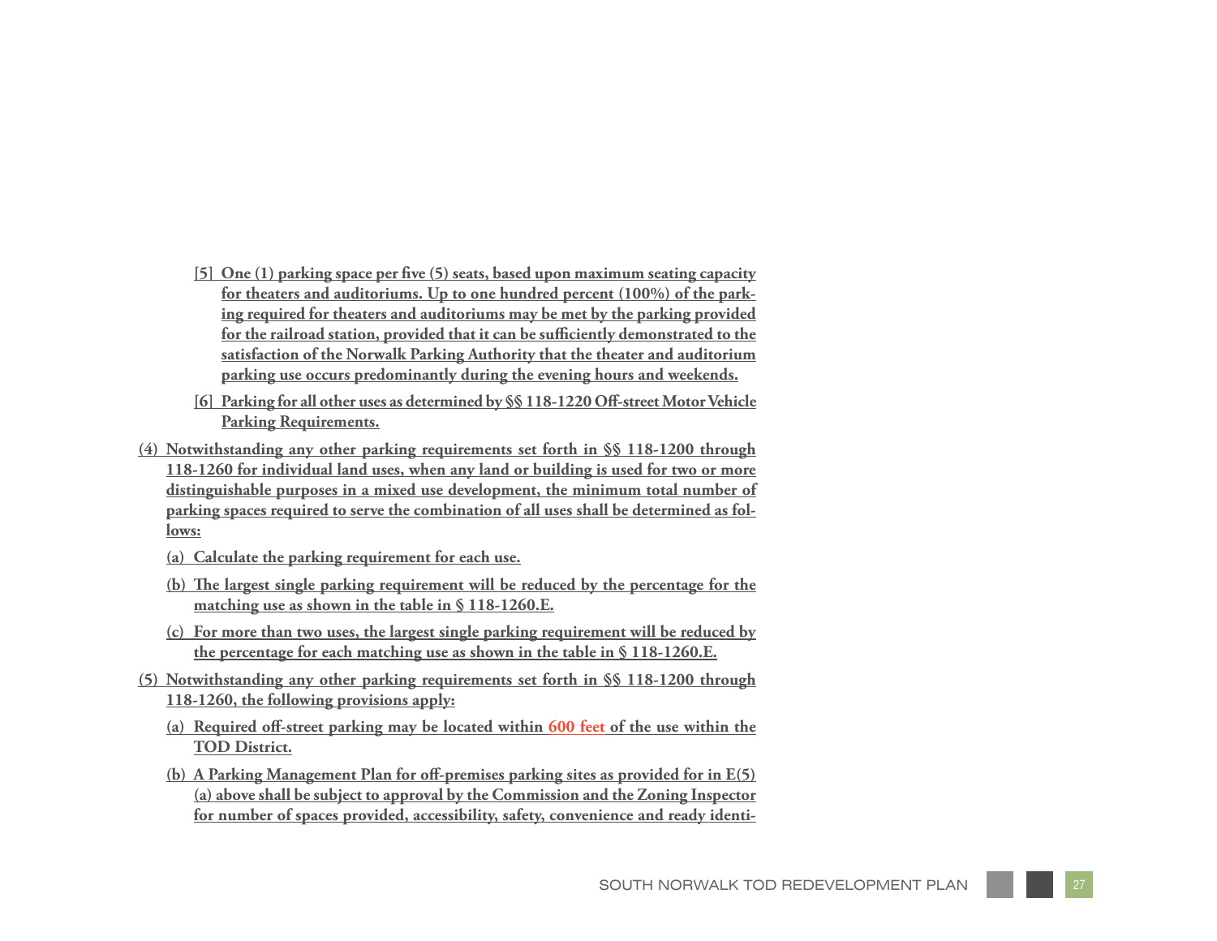[5] One (1) parking space per five (5) seats, based upon maximum seating capacity for theaters and auditoriums. Up to one hundred percent (100%) of the parking required for theaters and auditoriums may be met by the parking provided for the railroad station, provided that it can be sufficiently demonstrated to the satisfaction of the Norwalk Parking Authority that the theater and auditorium parking use occurs predominantly during the evening hours and weekends.

[6] Parking for all other uses as determined by §§ 118-1220 Off-street Motor Vehicle Parking Requirements.

(4) Notwithstanding any other parking requirements set forth in §§ 118-1200 through 118-1260 for individual land uses, when any land or building is used for two or more distinguishable purposes in a mixed use development, the minimum total number of parking spaces required to serve the combination of all uses shall be determined as follows:

(a) Calculate the parking requirement for each use.

(b) The largest single parking requirement will be reduced by the percentage for the matching use as shown in the table in § 118-1260.E.

(c) For more than two uses, the largest single parking requirement will be reduced by the percentage for each matching use as shown in the table in § 118-1260.E.

(5) Notwithstanding any other parking requirements set forth in §§ 118-1200 through 118-1260, the following provisions apply:

(a) Required off-street parking may be located within 600 feet of the use within the TOD District.

(b) A Parking Management Plan for off-premises parking sites as provided for in E(5)(a) above shall be subject to approval by the Commission and the Zoning Inspector for number of spaces provided, accessibility, safety, convenience and ready identi-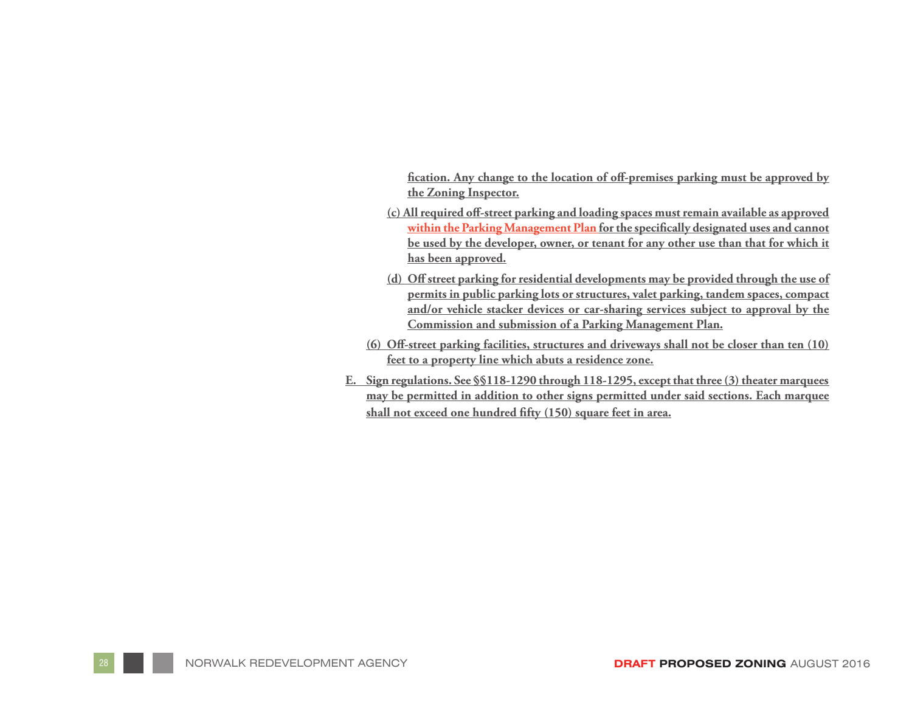fication. Any change to the location of off-premises parking must be approved by the Zoning Inspector.

(c) All required off-street parking and loading spaces must remain available as approved within the Parking Management Plan for the specifically designated uses and cannot be used by the developer, owner, or tenant for any other use than that for which it has been approved.

(d) Off street parking for residential developments may be provided through the use of permits in public parking lots or structures, valet parking, tandem spaces, compact and/or vehicle stacker devices or car-sharing services subject to approval by the Commission and submission of a Parking Management Plan.

(6) Off-street parking facilities, structures and driveways shall not be closer than ten (10) feet to a property line which abuts a residence zone.

E. Sign regulations. See §§118-1290 through 118-1295, except that three (3) theater marquees may be permitted in addition to other signs permitted under said sections. Each marquee shall not exceed one hundred fifty (150) square feet in area.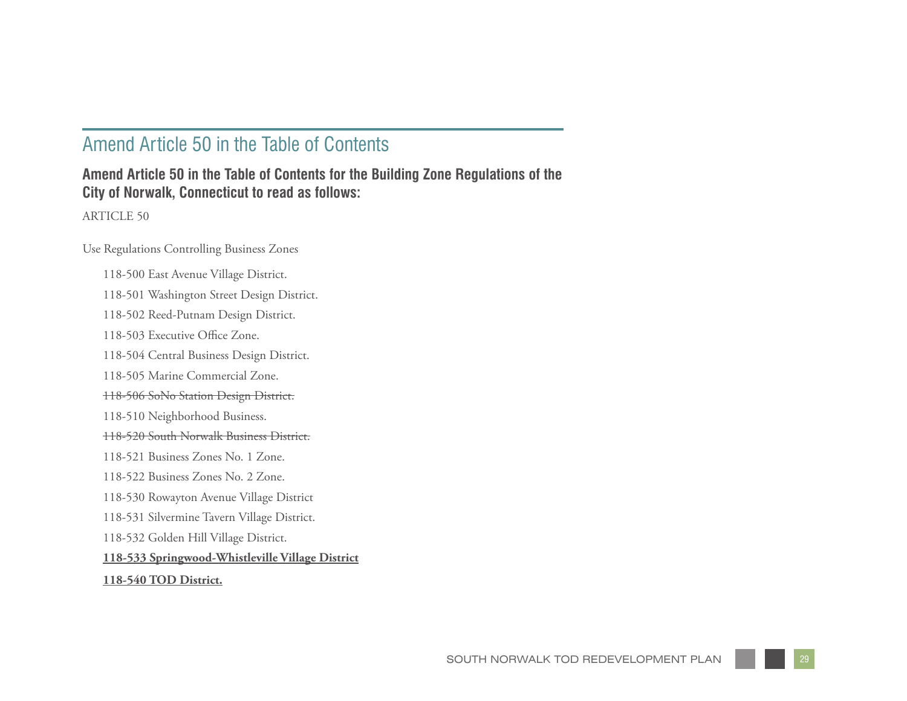## Amend Article 50 in the Table of Contents

**Amend Article 50 in the Table of Contents for the Building Zone Regulations of the City of Norwalk, Connecticut to read as follows:**

ARTICLE 50

Use Regulations Controlling Business Zones

118-500 East Avenue Village District.

118-501 Washington Street Design District.

118-502 Reed-Putnam Design District.

118-503 Executive Office Zone.

118-504 Central Business Design District.

118-505 Marine Commercial Zone.

~~118-506 SoNo Station Design District.~~

118-510 Neighborhood Business.

~~118-520 South Norwalk Business District.~~

118-521 Business Zones No. 1 Zone.

118-522 Business Zones No. 2 Zone.

118-530 Rowayton Avenue Village District

118-531 Silvermine Tavern Village District.

118-532 Golden Hill Village District.

<u>**118-533 Springwood-Whistleville Village District**</u>

<u>**118-540 TOD District.**</u>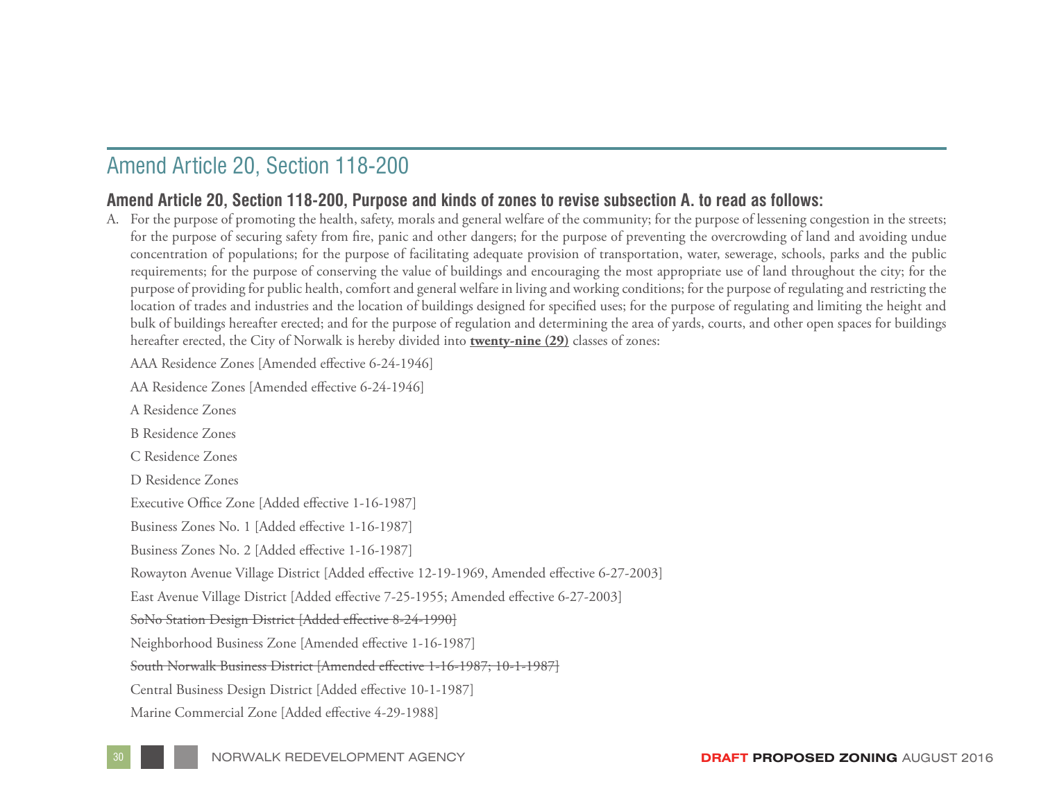## Amend Article 20, Section 118-200

### Amend Article 20, Section 118-200, Purpose and kinds of zones to revise subsection A. to read as follows:

A. For the purpose of promoting the health, safety, morals and general welfare of the community; for the purpose of lessening congestion in the streets; for the purpose of securing safety from fire, panic and other dangers; for the purpose of preventing the overcrowding of land and avoiding undue concentration of populations; for the purpose of facilitating adequate provision of transportation, water, sewerage, schools, parks and the public requirements; for the purpose of conserving the value of buildings and encouraging the most appropriate use of land throughout the city; for the purpose of providing for public health, comfort and general welfare in living and working conditions; for the purpose of regulating and restricting the location of trades and industries and the location of buildings designed for specified uses; for the purpose of regulating and limiting the height and bulk of buildings hereafter erected; and for the purpose of regulation and determining the area of yards, courts, and other open spaces for buildings hereafter erected, the City of Norwalk is hereby divided into <u>**twenty-nine (29)**</u> classes of zones:

AAA Residence Zones [Amended effective 6-24-1946]

AA Residence Zones [Amended effective 6-24-1946]

A Residence Zones

B Residence Zones

C Residence Zones

D Residence Zones

Executive Office Zone [Added effective 1-16-1987]

Business Zones No. 1 [Added effective 1-16-1987]

Business Zones No. 2 [Added effective 1-16-1987]

Rowayton Avenue Village District [Added effective 12-19-1969, Amended effective 6-27-2003]

East Avenue Village District [Added effective 7-25-1955; Amended effective 6-27-2003]

~~SoNo Station Design District [Added effective 8-24-1990]~~

Neighborhood Business Zone [Amended effective 1-16-1987]

~~South Norwalk Business District [Amended effective 1-16-1987; 10-1-1987]~~

Central Business Design District [Added effective 10-1-1987]

Marine Commercial Zone [Added effective 4-29-1988]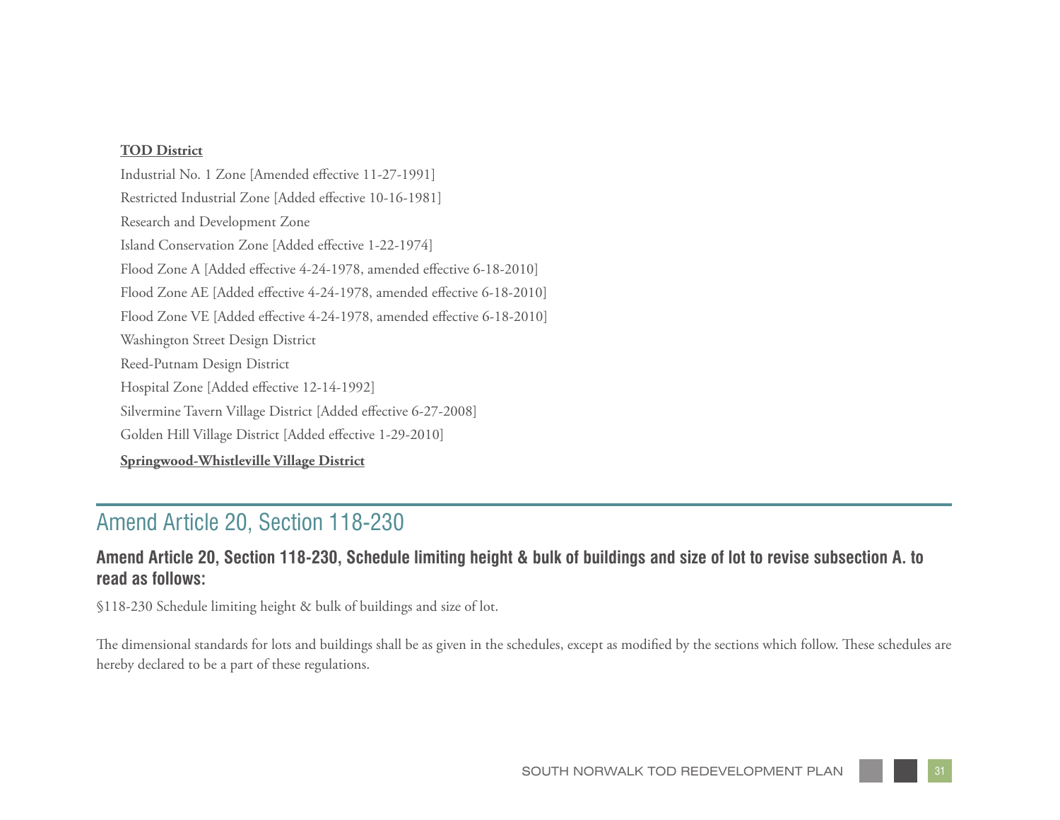**<u>TOD District</u>**

Industrial No. 1 Zone [Amended effective 11-27-1991]

Restricted Industrial Zone [Added effective 10-16-1981]

Research and Development Zone

Island Conservation Zone [Added effective 1-22-1974]

Flood Zone A [Added effective 4-24-1978, amended effective 6-18-2010]

Flood Zone AE [Added effective 4-24-1978, amended effective 6-18-2010]

Flood Zone VE [Added effective 4-24-1978, amended effective 6-18-2010]

Washington Street Design District

Reed-Putnam Design District

Hospital Zone [Added effective 12-14-1992]

Silvermine Tavern Village District [Added effective 6-27-2008]

Golden Hill Village District [Added effective 1-29-2010]

**<u>Springwood-Whistleville Village District</u>**

## Amend Article 20, Section 118-230

### Amend Article 20, Section 118-230, Schedule limiting height & bulk of buildings and size of lot to revise subsection A. to read as follows:

§118-230 Schedule limiting height & bulk of buildings and size of lot.

The dimensional standards for lots and buildings shall be as given in the schedules, except as modified by the sections which follow. These schedules are hereby declared to be a part of these regulations.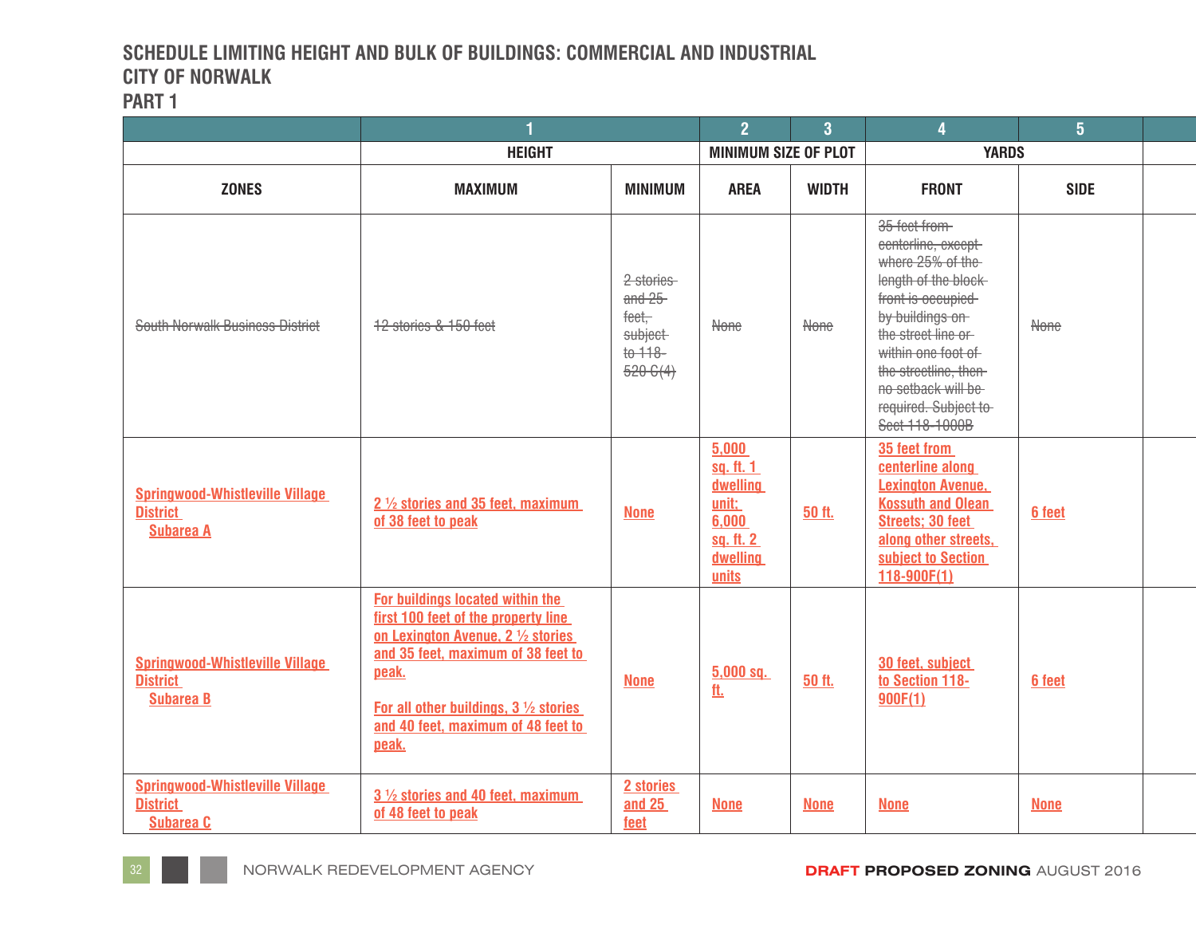# SCHEDULE LIMITING HEIGHT AND BULK OF BUILDINGS: COMMERCIAL AND INDUSTRIAL
## CITY OF NORWALK
## PART 1

| | 1 | | 2 | 3 | 4 | 5 |
|---|---|---|---|---|---|---|
| | HEIGHT | | MINIMUM SIZE OF PLOT | | YARDS | |
| ZONES | MAXIMUM | MINIMUM | AREA | WIDTH | FRONT | SIDE |
| ~~South Norwalk Business District~~ | ~~12 stories & 150 feet~~ | ~~2 stories and 25 feet, subject to 118-520 C(4)~~ | ~~None~~ | ~~None~~ | ~~35 feet from centerline, except where 25% of the length of the block front is occupied by buildings on the street line or within one foot of the streetline, then no setback will be required. Subject to Sect 118-1000B~~ | ~~None~~ |
| Springwood-Whistleville Village District Subarea A | 2 ½ stories and 35 feet, maximum of 38 feet to peak | None | 5,000 sq. ft. 1 dwelling unit; 6,000 sq. ft. 2 dwelling units | 50 ft. | 35 feet from centerline along Lexington Avenue, Kossuth and Olean Streets; 30 feet along other streets, subject to Section 118-900F(1) | 6 feet |
| Springwood-Whistleville Village District Subarea B | For buildings located within the first 100 feet of the property line on Lexington Avenue, 2 ½ stories and 35 feet, maximum of 38 feet to peak. For all other buildings, 3 ½ stories and 40 feet, maximum of 48 feet to peak. | None | 5,000 sq. ft. | 50 ft. | 30 feet, subject to Section 118-900F(1) | 6 feet |
| Springwood-Whistleville Village District Subarea C | 3 ½ stories and 40 feet, maximum of 48 feet to peak | 2 stories and 25 feet | None | None | None | None |

NORWALK REDEVELOPMENT AGENCY

DRAFT PROPOSED ZONING AUGUST 2016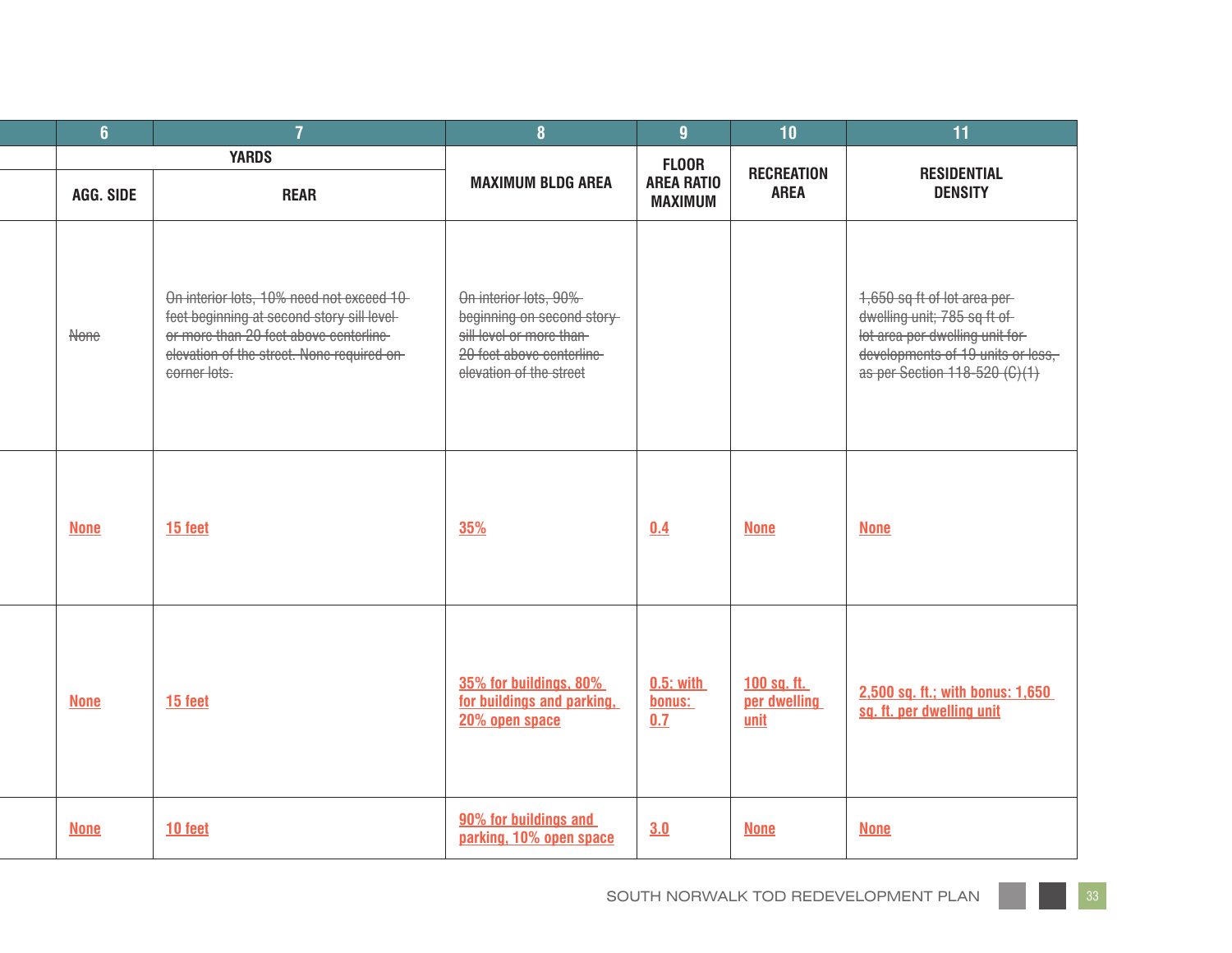| | 6 | 7 | 8 | 9 | 10 | 11 |
|---|---|---|---|---|---|---|
| | YARDS | | MAXIMUM BLDG AREA | FLOOR AREA RATIO MAXIMUM | RECREATION AREA | RESIDENTIAL DENSITY |
| | AGG. SIDE | REAR | | | | |
| | ~~None~~ | ~~On interior lots, 10% need not exceed 10 feet beginning at second story sill level or more than 20 feet above centerline elevation of the street. None required on corner lots.~~ | ~~On interior lots, 90% beginning on second story sill level or more than 20 feet above centerline elevation of the street~~ | | | ~~1,650 sq ft of lot area per dwelling unit; 785 sq ft of lot area per dwelling unit for developments of 19 units or less, as per Section 118-520 (C)(1)~~ |
| | None | 15 feet | 35% | 0.4 | None | None |
| | None | 15 feet | 35% for buildings, 80% for buildings and parking, 20% open space | 0.5; with bonus: 0.7 | 100 sq. ft. per dwelling unit | 2,500 sq. ft.; with bonus: 1,650 sq. ft. per dwelling unit |
| | None | 10 feet | 90% for buildings and parking, 10% open space | 3.0 | None | None |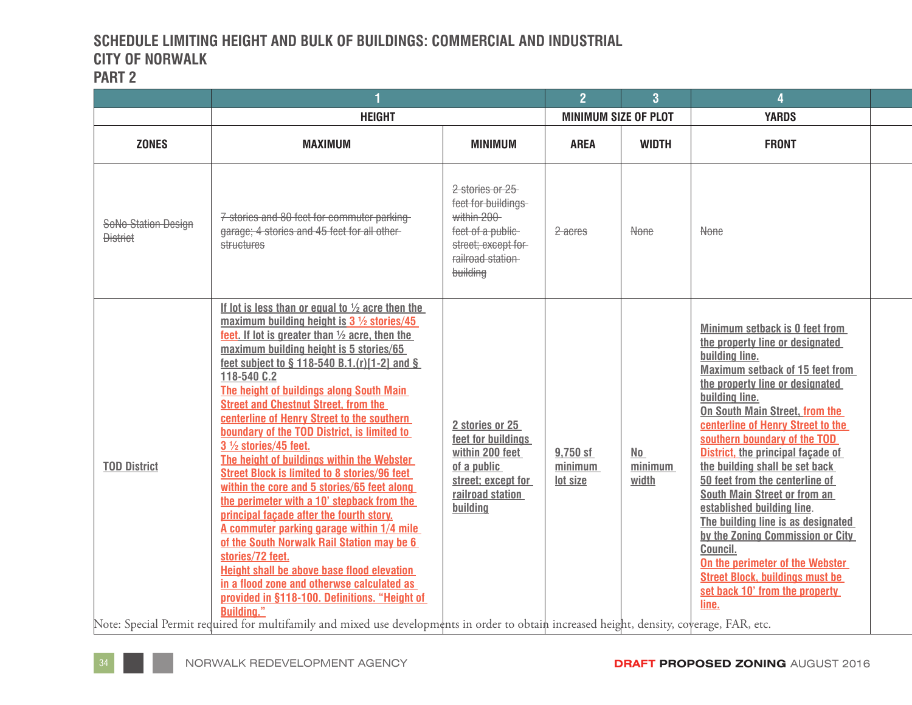# SCHEDULE LIMITING HEIGHT AND BULK OF BUILDINGS: COMMERCIAL AND INDUSTRIAL
## CITY OF NORWALK
## PART 2

| | 1 | | 2 | 3 | 4 |
|---|---|---|---|---|---|
| | HEIGHT | | MINIMUM SIZE OF PLOT | | YARDS |
| ZONES | MAXIMUM | MINIMUM | AREA | WIDTH | FRONT |
| ~~SoNo Station Design District~~ | ~~7 stories and 80 feet for commuter parking garage; 4 stories and 45 feet for all other structures~~ | ~~2 stories or 25 feet for buildings within 200 feet of a public street; except for railroad station building~~ | ~~2 acres~~ | ~~None~~ | ~~None~~ |
| TOD District | If lot is less than or equal to ½ acre then the maximum building height is 3 ½ stories/45 feet. If lot is greater than ½ acre, then the maximum building height is 5 stories/65 feet subject to § 118-540 B.1.(r)[1-2] and § 118-540 C.2<br>The height of buildings along South Main Street and Chestnut Street, from the centerline of Henry Street to the southern boundary of the TOD District, is limited to 3 ½ stories/45 feet.<br>The height of buildings within the Webster Street Block is limited to 8 stories/96 feet within the core and 5 stories/65 feet along the perimeter with a 10' stepback from the principal façade after the fourth story.<br>A commuter parking garage within 1/4 mile of the South Norwalk Rail Station may be 6 stories/72 feet.<br>Height shall be above base flood elevation in a flood zone and otherwse calculated as provided in §118-100. Definitions. "Height of Building." | 2 stories or 25 feet for buildings within 200 feet of a public street; except for railroad station building | 9,750 sf minimum lot size | No minimum width | Minimum setback is 0 feet from the property line or designated building line.<br>Maximum setback of 15 feet from the property line or designated building line.<br>On South Main Street, from the centerline of Henry Street to the southern boundary of the TOD District, the principal façade of the building shall be set back 50 feet from the centerline of South Main Street or from an established building line.<br>The building line is as designated by the Zoning Commission or City Council.<br>On the perimeter of the Webster Street Block, buildings must be set back 10' from the property line. |

Note: Special Permit required for multifamily and mixed use developments in order to obtain increased height, density, coverage, FAR, etc.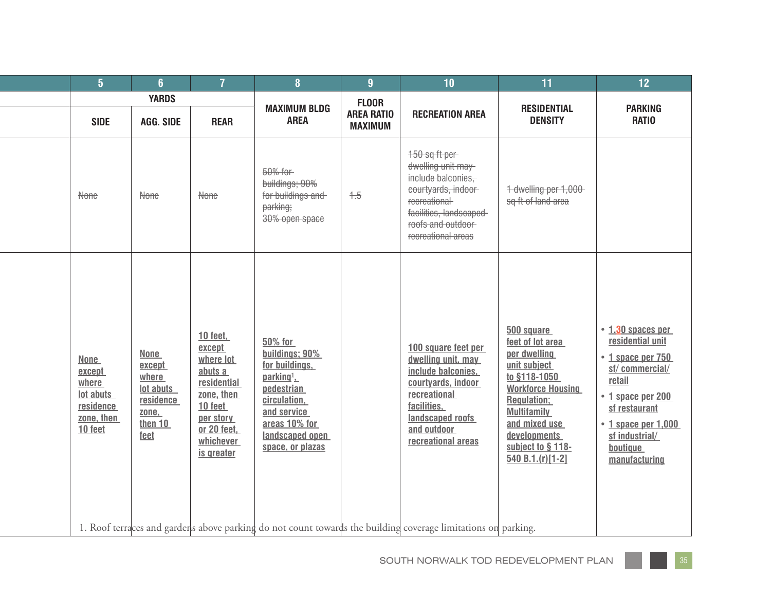| | 5 | 6 | 7 | 8 | 9 | 10 | 11 | 12 |
|---|---|---|---|---|---|---|---|---|
| | YARDS | | | MAXIMUM BLDG AREA | FLOOR AREA RATIO MAXIMUM | RECREATION AREA | RESIDENTIAL DENSITY | PARKING RATIO |
| | SIDE | AGG. SIDE | REAR | | | | | |
| | ~~None~~ | ~~None~~ | ~~None~~ | ~~50% for buildings; 90% for buildings and parking; 30% open space~~ | ~~1.5~~ | ~~150 sq ft per dwelling unit may include balconies, courtyards, indoor recreational facilities, landscaped roofs and outdoor recreational areas~~ | ~~1 dwelling per 1,000 sq ft of land area~~ | |
| | None except where lot abuts residence zone, then 10 feet | None except where lot abuts residence zone, then 10 feet | 10 feet, except where lot abuts a residential zone, then 10 feet per story or 20 feet, whichever is greater | 50% for buildings; 90% for buildings, parking[1], pedestrian circulation, and service areas 10% for landscaped open space, or plazas | | 100 square feet per dwelling unit, may include balconies, courtyards, indoor recreational facilities, landscaped roofs and outdoor recreational areas | 500 square feet of lot area per dwelling unit subject to §118-1050 Workforce Housing Regulation; Multifamily and mixed use developments subject to § 118-540 B.1.(r)[1-2] | • 1.30 spaces per residential unit<br>• 1 space per 750 sf/ commercial/ retail<br>• 1 space per 200 sf restaurant<br>• 1 space per 1,000 sf industrial/ boutique manufacturing |

1. Roof terraces and gardens above parking do not count towards the building coverage limitations on parking.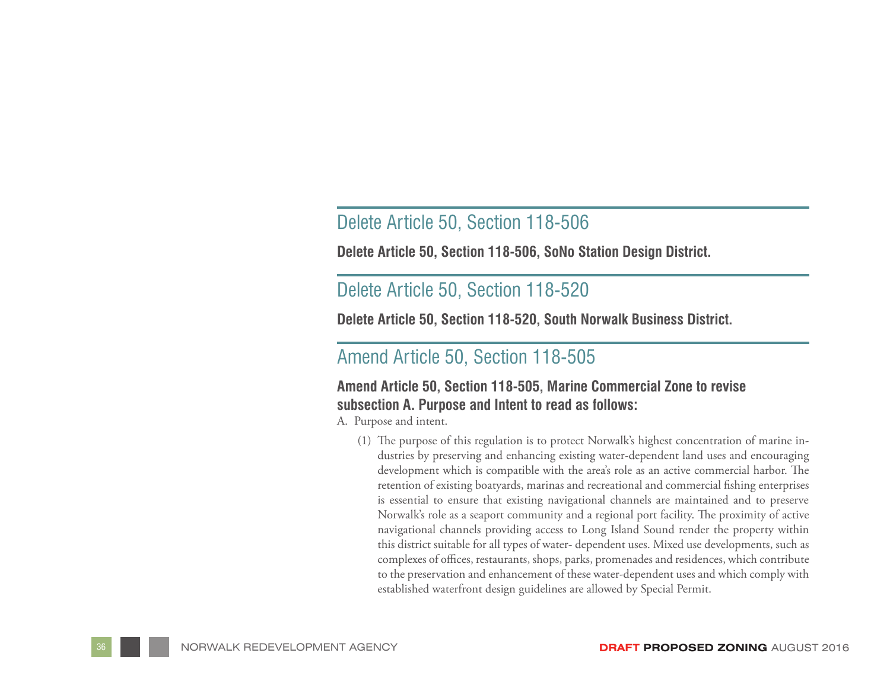## Delete Article 50, Section 118-506

**Delete Article 50, Section 118-506, SoNo Station Design District.**

## Delete Article 50, Section 118-520

**Delete Article 50, Section 118-520, South Norwalk Business District.**

## Amend Article 50, Section 118-505

**Amend Article 50, Section 118-505, Marine Commercial Zone to revise subsection A. Purpose and Intent to read as follows:**

A. Purpose and intent.

(1) The purpose of this regulation is to protect Norwalk's highest concentration of marine industries by preserving and enhancing existing water-dependent land uses and encouraging development which is compatible with the area's role as an active commercial harbor. The retention of existing boatyards, marinas and recreational and commercial fishing enterprises is essential to ensure that existing navigational channels are maintained and to preserve Norwalk's role as a seaport community and a regional port facility. The proximity of active navigational channels providing access to Long Island Sound render the property within this district suitable for all types of water- dependent uses. Mixed use developments, such as complexes of offices, restaurants, shops, parks, promenades and residences, which contribute to the preservation and enhancement of these water-dependent uses and which comply with established waterfront design guidelines are allowed by Special Permit.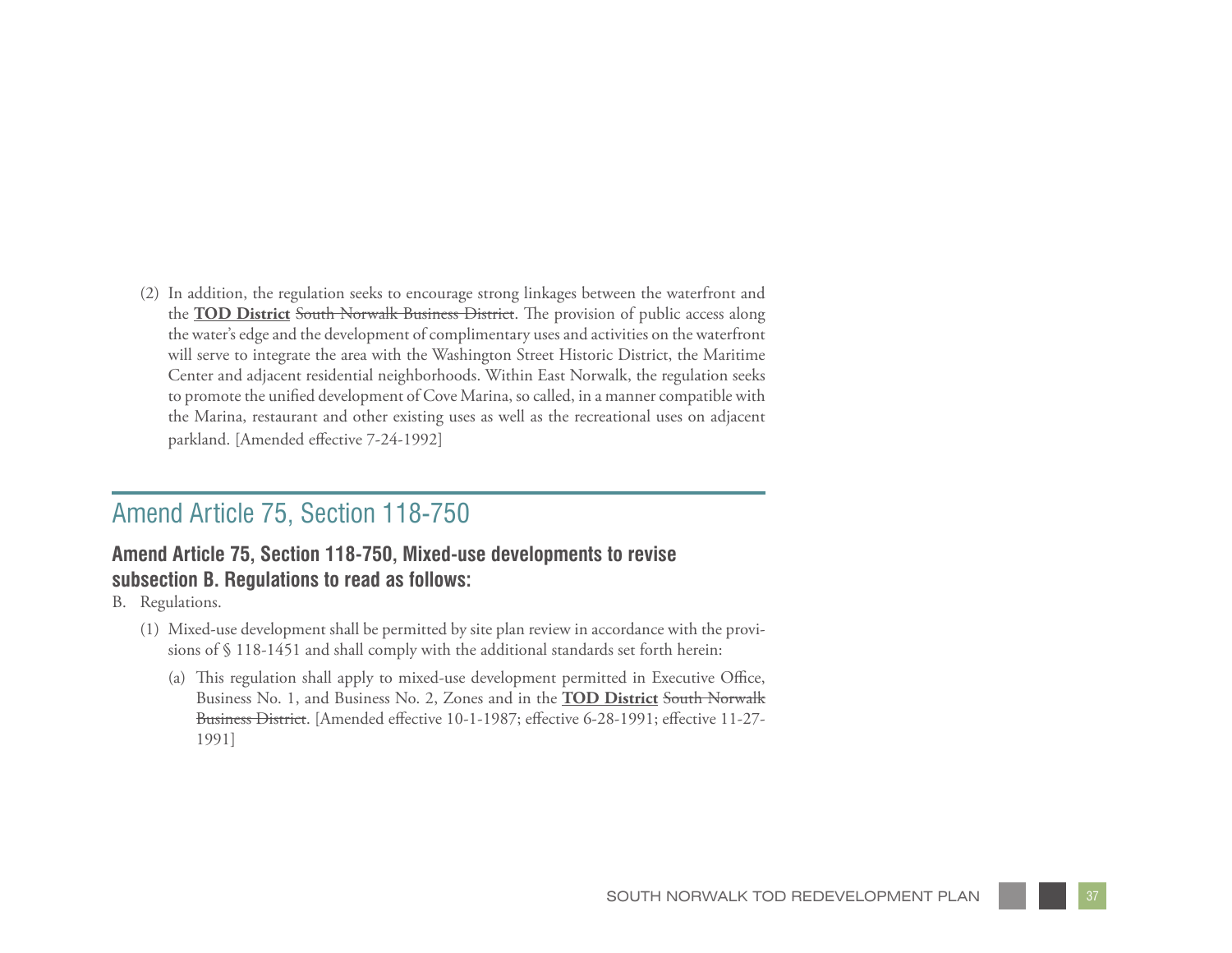(2) In addition, the regulation seeks to encourage strong linkages between the waterfront and the **TOD District** ~~South Norwalk Business District~~. The provision of public access along the water's edge and the development of complimentary uses and activities on the waterfront will serve to integrate the area with the Washington Street Historic District, the Maritime Center and adjacent residential neighborhoods. Within East Norwalk, the regulation seeks to promote the unified development of Cove Marina, so called, in a manner compatible with the Marina, restaurant and other existing uses as well as the recreational uses on adjacent parkland. [Amended effective 7-24-1992]

## Amend Article 75, Section 118-750

### Amend Article 75, Section 118-750, Mixed-use developments to revise subsection B. Regulations to read as follows:

B. Regulations.

(1) Mixed-use development shall be permitted by site plan review in accordance with the provisions of § 118-1451 and shall comply with the additional standards set forth herein:

(a) This regulation shall apply to mixed-use development permitted in Executive Office, Business No. 1, and Business No. 2, Zones and in the **TOD District** ~~South Norwalk Business District~~. [Amended effective 10-1-1987; effective 6-28-1991; effective 11-27-1991]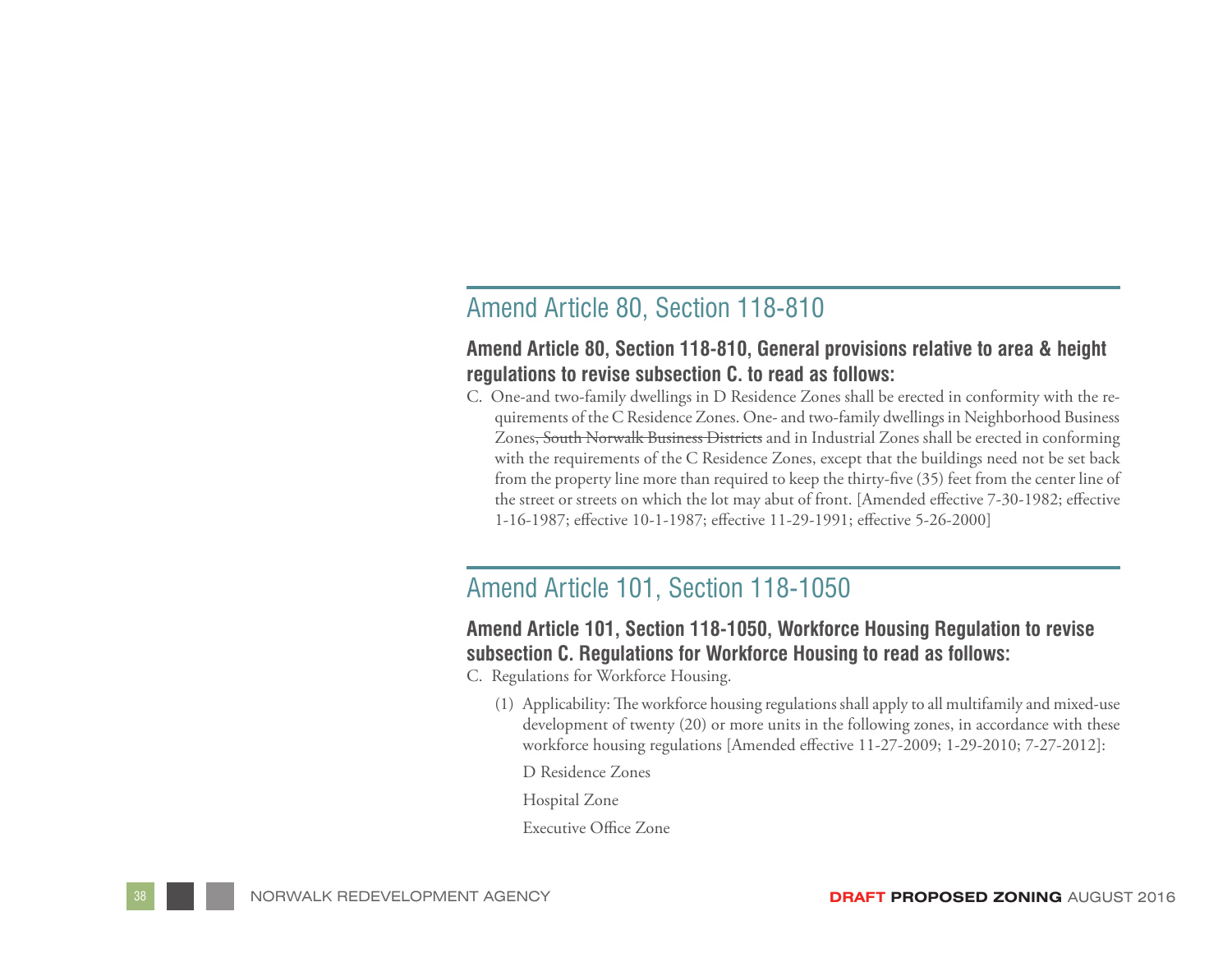## Amend Article 80, Section 118-810

### Amend Article 80, Section 118-810, General provisions relative to area & height regulations to revise subsection C. to read as follows:

C. One-and two-family dwellings in D Residence Zones shall be erected in conformity with the requirements of the C Residence Zones. One- and two-family dwellings in Neighborhood Business Zones~~, South Norwalk Business Districts~~ and in Industrial Zones shall be erected in conforming with the requirements of the C Residence Zones, except that the buildings need not be set back from the property line more than required to keep the thirty-five (35) feet from the center line of the street or streets on which the lot may abut of front. [Amended effective 7-30-1982; effective 1-16-1987; effective 10-1-1987; effective 11-29-1991; effective 5-26-2000]

## Amend Article 101, Section 118-1050

### Amend Article 101, Section 118-1050, Workforce Housing Regulation to revise subsection C. Regulations for Workforce Housing to read as follows:

C. Regulations for Workforce Housing.

(1) Applicability: The workforce housing regulations shall apply to all multifamily and mixed-use development of twenty (20) or more units in the following zones, in accordance with these workforce housing regulations [Amended effective 11-27-2009; 1-29-2010; 7-27-2012]:

D Residence Zones

Hospital Zone

Executive Office Zone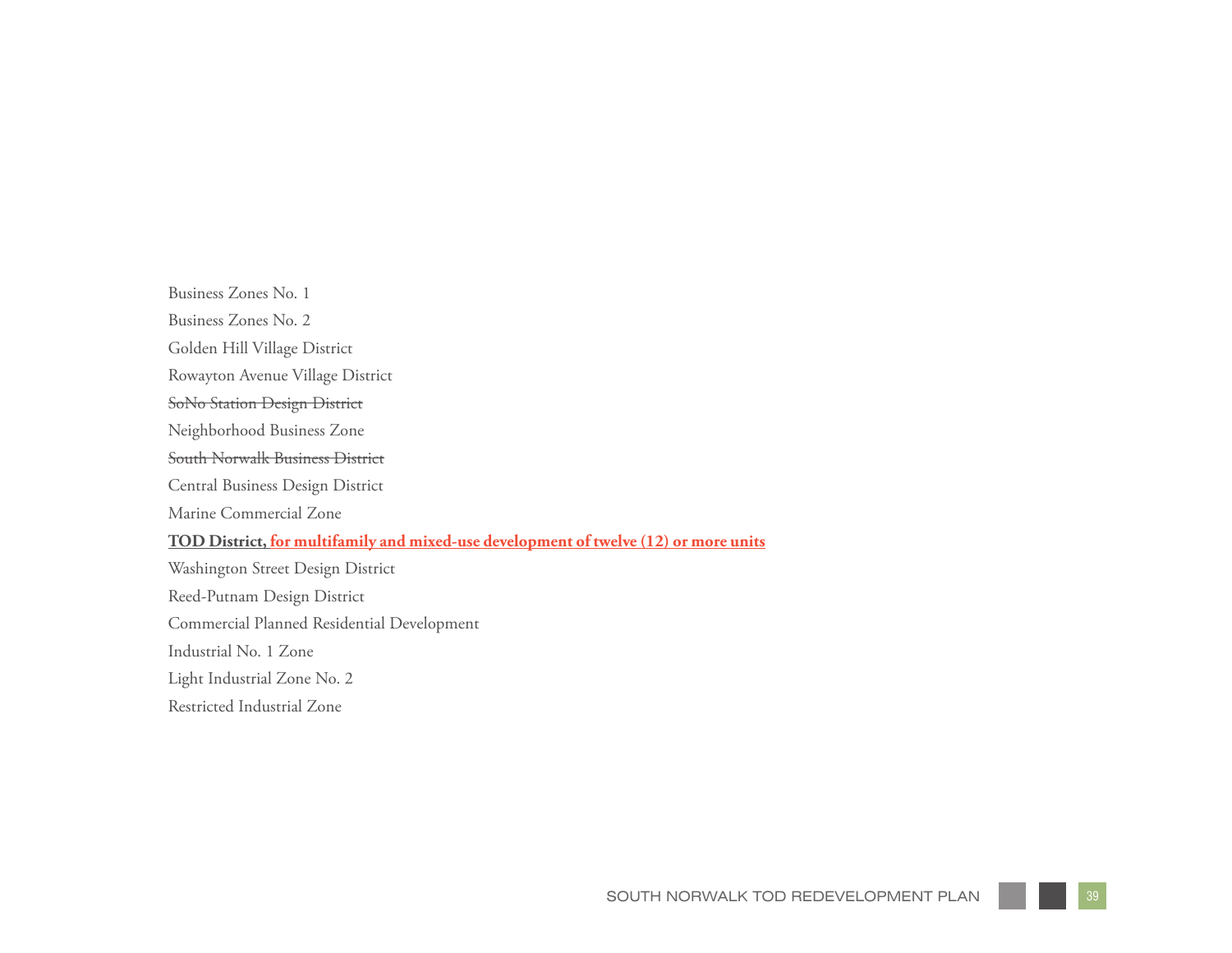Business Zones No. 1

Business Zones No. 2

Golden Hill Village District

Rowayton Avenue Village District

~~SoNo Station Design District~~

Neighborhood Business Zone

~~South Norwalk Business District~~

Central Business Design District

Marine Commercial Zone

**<u>TOD District, for multifamily and mixed-use development of twelve (12) or more units</u>**

Washington Street Design District

Reed-Putnam Design District

Commercial Planned Residential Development

Industrial No. 1 Zone

Light Industrial Zone No. 2

Restricted Industrial Zone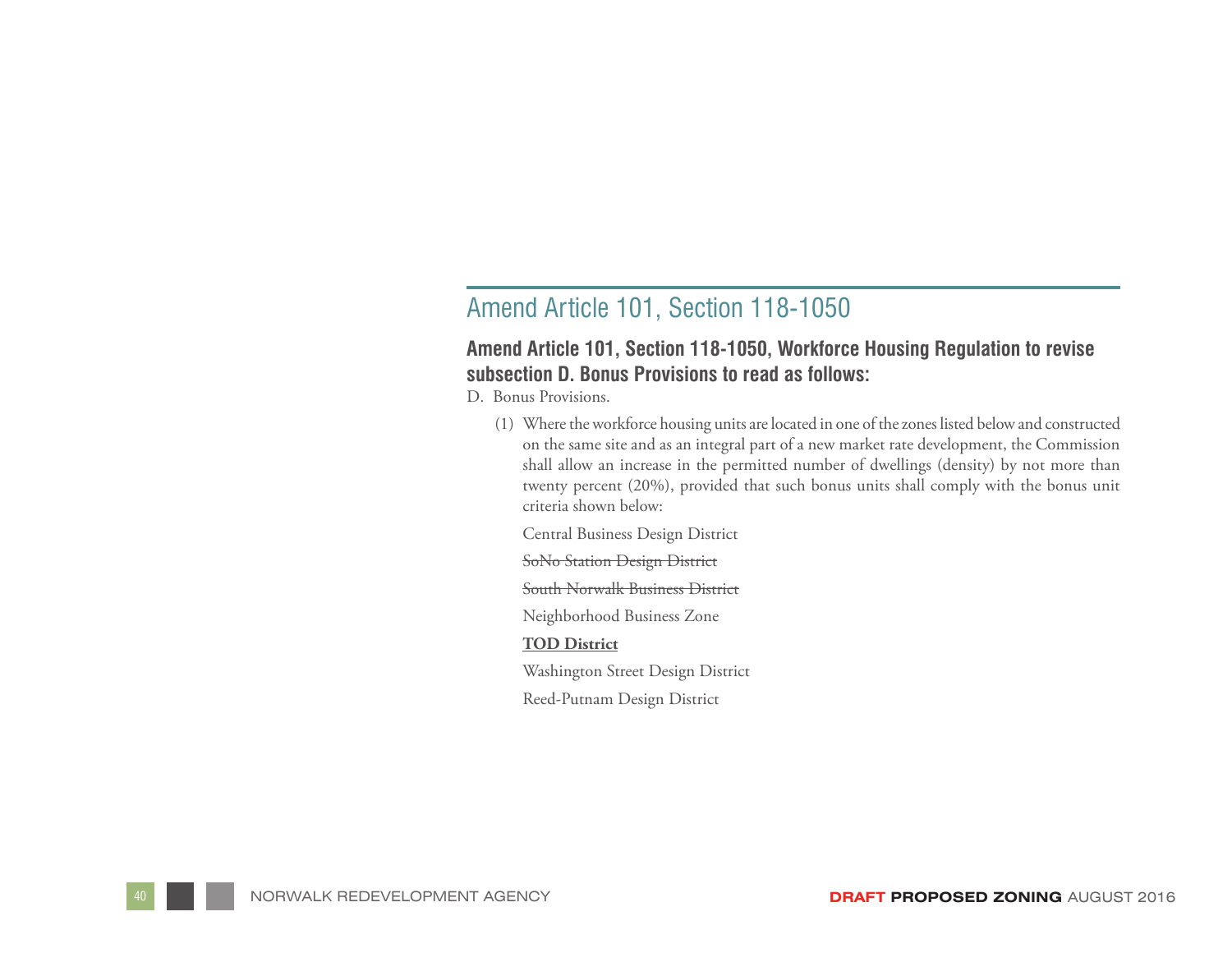## Amend Article 101, Section 118-1050

### Amend Article 101, Section 118-1050, Workforce Housing Regulation to revise subsection D. Bonus Provisions to read as follows:

D. Bonus Provisions.

(1) Where the workforce housing units are located in one of the zones listed below and constructed on the same site and as an integral part of a new market rate development, the Commission shall allow an increase in the permitted number of dwellings (density) by not more than twenty percent (20%), provided that such bonus units shall comply with the bonus unit criteria shown below:

Central Business Design District

~~SoNo Station Design District~~

~~South Norwalk Business District~~

Neighborhood Business Zone

<u>**TOD District**</u>

Washington Street Design District

Reed-Putnam Design District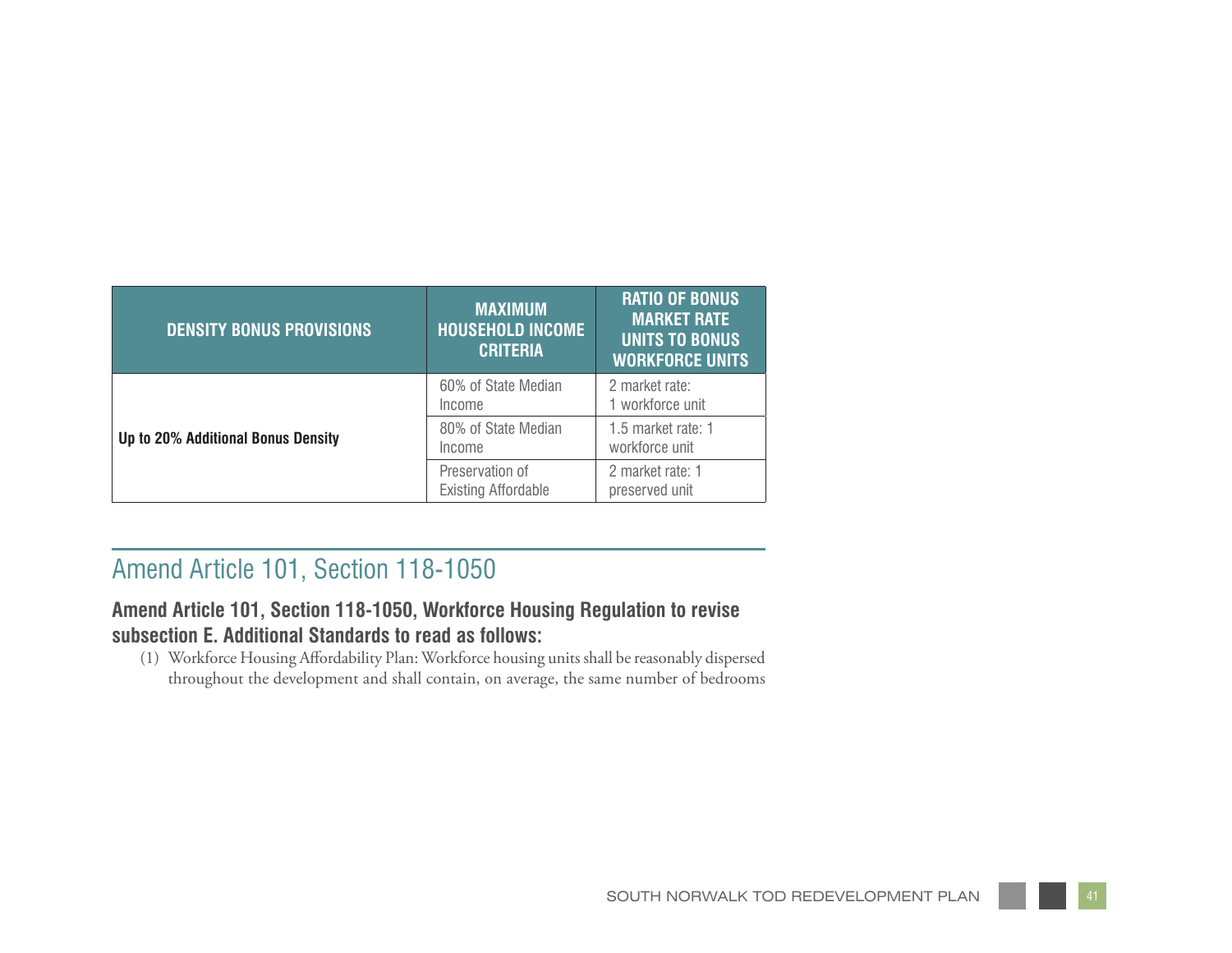| DENSITY BONUS PROVISIONS | MAXIMUM HOUSEHOLD INCOME CRITERIA | RATIO OF BONUS MARKET RATE UNITS TO BONUS WORKFORCE UNITS |
|---|---|---|
| **Up to 20% Additional Bonus Density** | 60% of State Median Income | 2 market rate: 1 workforce unit |
| | 80% of State Median Income | 1.5 market rate: 1 workforce unit |
| | Preservation of Existing Affordable | 2 market rate: 1 preserved unit |

## Amend Article 101, Section 118-1050

### Amend Article 101, Section 118-1050, Workforce Housing Regulation to revise subsection E. Additional Standards to read as follows:

(1) Workforce Housing Affordability Plan: Workforce housing units shall be reasonably dispersed throughout the development and shall contain, on average, the same number of bedrooms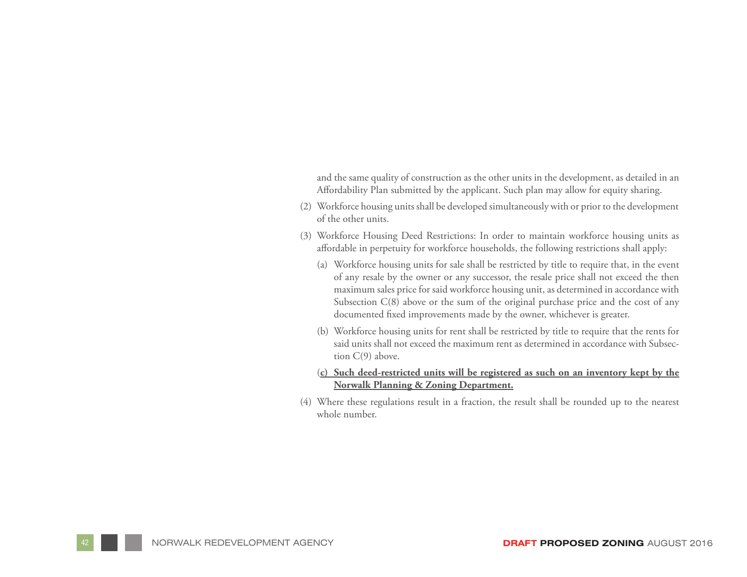and the same quality of construction as the other units in the development, as detailed in an Affordability Plan submitted by the applicant. Such plan may allow for equity sharing.

(2) Workforce housing units shall be developed simultaneously with or prior to the development of the other units.

(3) Workforce Housing Deed Restrictions: In order to maintain workforce housing units as affordable in perpetuity for workforce households, the following restrictions shall apply:

   (a) Workforce housing units for sale shall be restricted by title to require that, in the event of any resale by the owner or any successor, the resale price shall not exceed the then maximum sales price for said workforce housing unit, as determined in accordance with Subsection C(8) above or the sum of the original purchase price and the cost of any documented fixed improvements made by the owner, whichever is greater.

   (b) Workforce housing units for rent shall be restricted by title to require that the rents for said units shall not exceed the maximum rent as determined in accordance with Subsection C(9) above.

   (**c) Such deed-restricted units will be registered as such on an inventory kept by the Norwalk Planning & Zoning Department.**

(4) Where these regulations result in a fraction, the result shall be rounded up to the nearest whole number.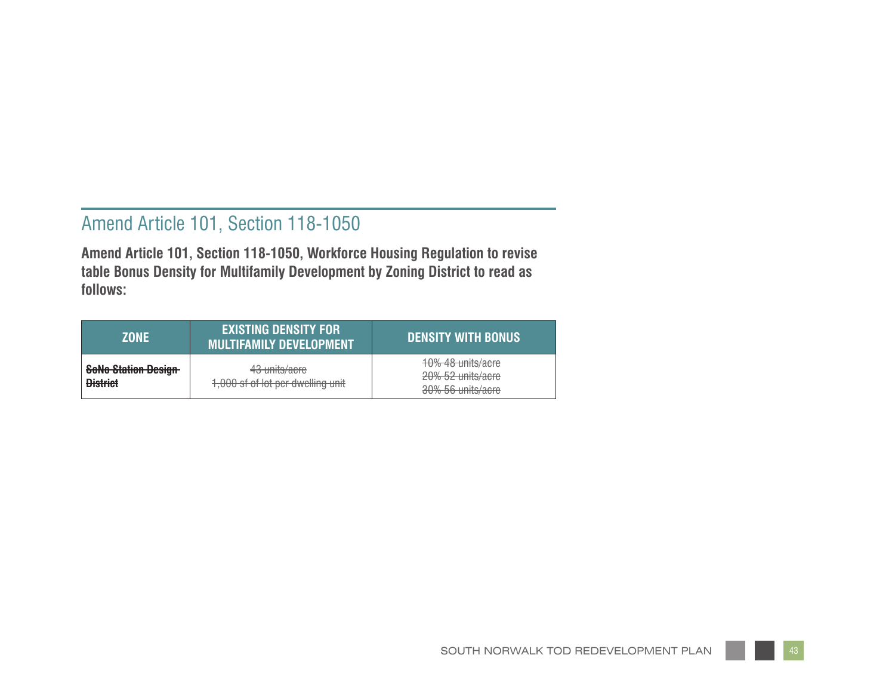## Amend Article 101, Section 118-1050

**Amend Article 101, Section 118-1050, Workforce Housing Regulation to revise table Bonus Density for Multifamily Development by Zoning District to read as follows:**

| ZONE | EXISTING DENSITY FOR MULTIFAMILY DEVELOPMENT | DENSITY WITH BONUS |
|---|---|---|
| ~~**SoNo Station Design District**~~ | ~~43 units/acre~~<br>~~1,000 sf of lot per dwelling unit~~ | ~~10% 48 units/acre~~<br>~~20% 52 units/acre~~<br>~~30% 56 units/acre~~ |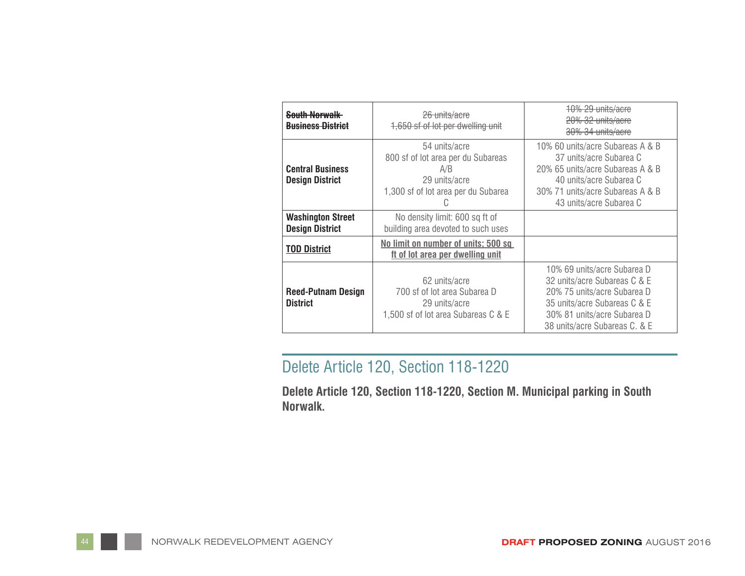| | | |
|---|---|---|
| ~~**South Norwalk Business District**~~ | ~~26 units/acre~~<br>~~1,650 sf of lot per dwelling unit~~ | ~~10% 29 units/acre~~<br>~~20% 32 units/acre~~<br>~~30% 34 units/acre~~ |
| **Central Business Design District** | 54 units/acre<br>800 sf of lot area per du Subareas A/B<br>29 units/acre<br>1,300 sf of lot area per du Subarea C | 10% 60 units/acre Subareas A & B<br>37 units/acre Subarea C<br>20% 65 units/acre Subareas A & B<br>40 units/acre Subarea C<br>30% 71 units/acre Subareas A & B<br>43 units/acre Subarea C |
| **Washington Street Design District** | No density limit: 600 sq ft of building area devoted to such uses | |
| <u>**TOD District**</u> | <u>**No limit on number of units; 500 sq ft of lot area per dwelling unit**</u> | |
| **Reed-Putnam Design District** | 62 units/acre<br>700 sf of lot area Subarea D<br>29 units/acre<br>1,500 sf of lot area Subareas C & E | 10% 69 units/acre Subarea D<br>32 units/acre Subareas C & E<br>20% 75 units/acre Subarea D<br>35 units/acre Subareas C & E<br>30% 81 units/acre Subarea D<br>38 units/acre Subareas C. & E |

## Delete Article 120, Section 118-1220

**Delete Article 120, Section 118-1220, Section M. Municipal parking in South Norwalk.**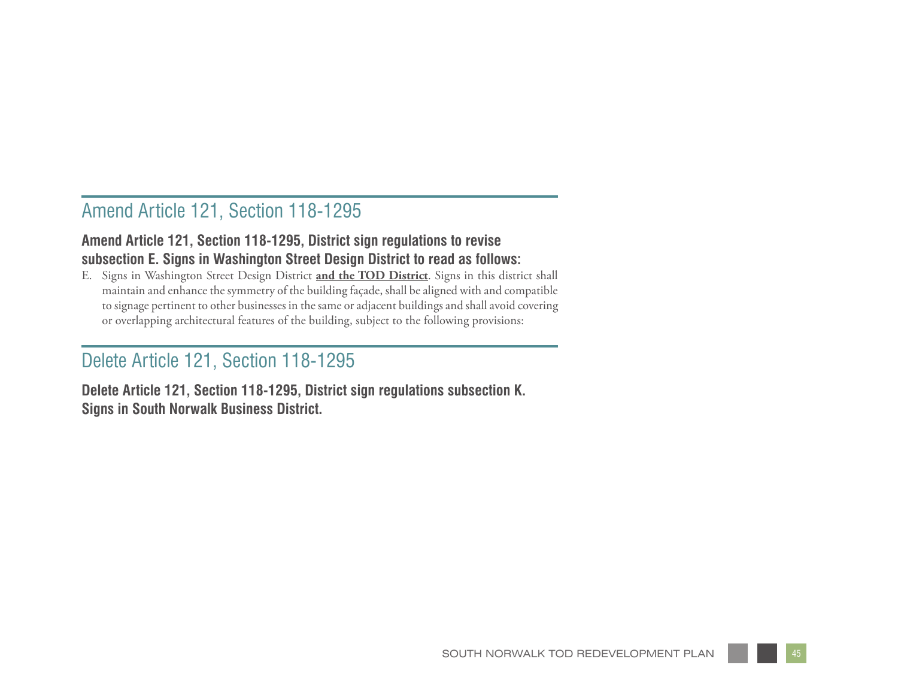## Amend Article 121, Section 118-1295

**Amend Article 121, Section 118-1295, District sign regulations to revise subsection E. Signs in Washington Street Design District to read as follows:**

E. Signs in Washington Street Design District **and the TOD District**. Signs in this district shall maintain and enhance the symmetry of the building façade, shall be aligned with and compatible to signage pertinent to other businesses in the same or adjacent buildings and shall avoid covering or overlapping architectural features of the building, subject to the following provisions:

## Delete Article 121, Section 118-1295

**Delete Article 121, Section 118-1295, District sign regulations subsection K. Signs in South Norwalk Business District.**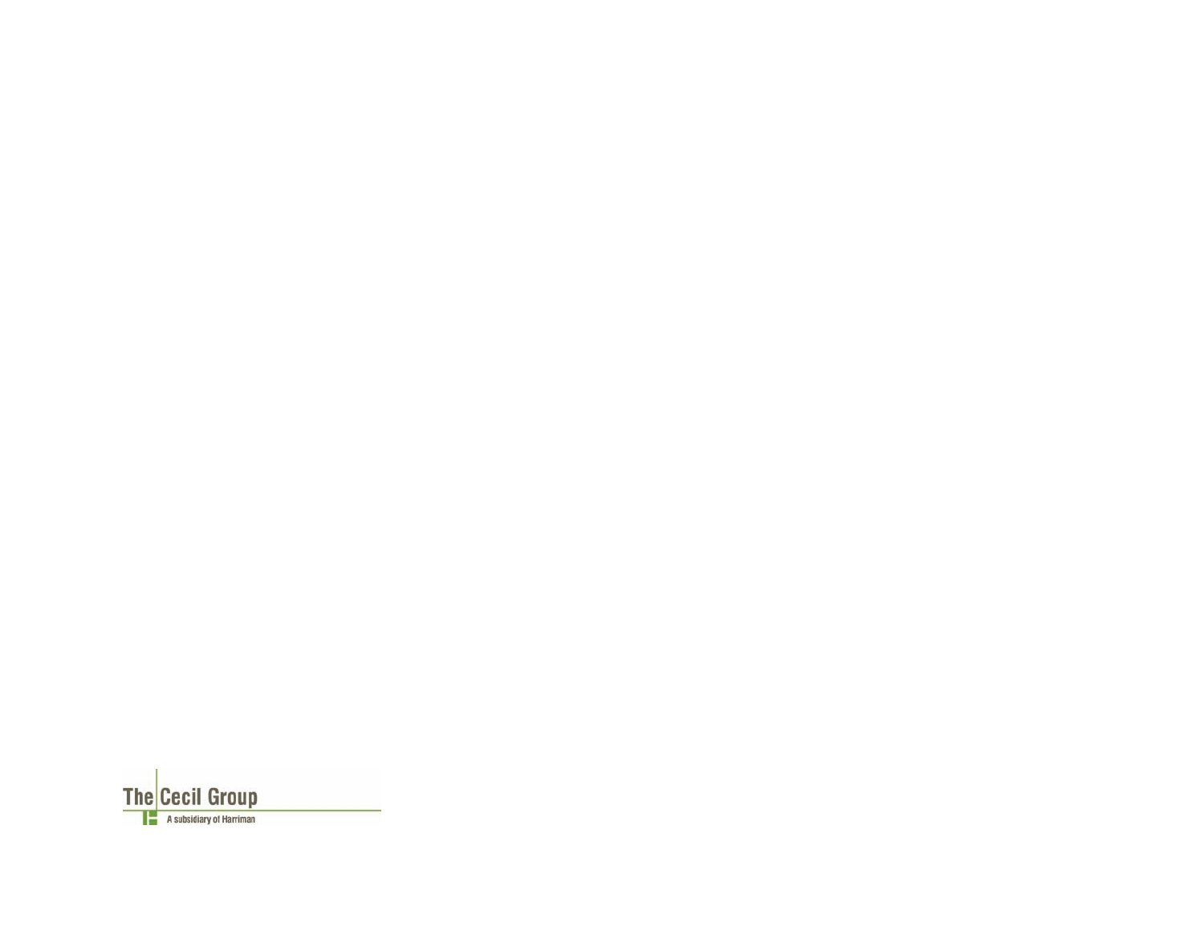The Cecil Group

A subsidiary of Harriman